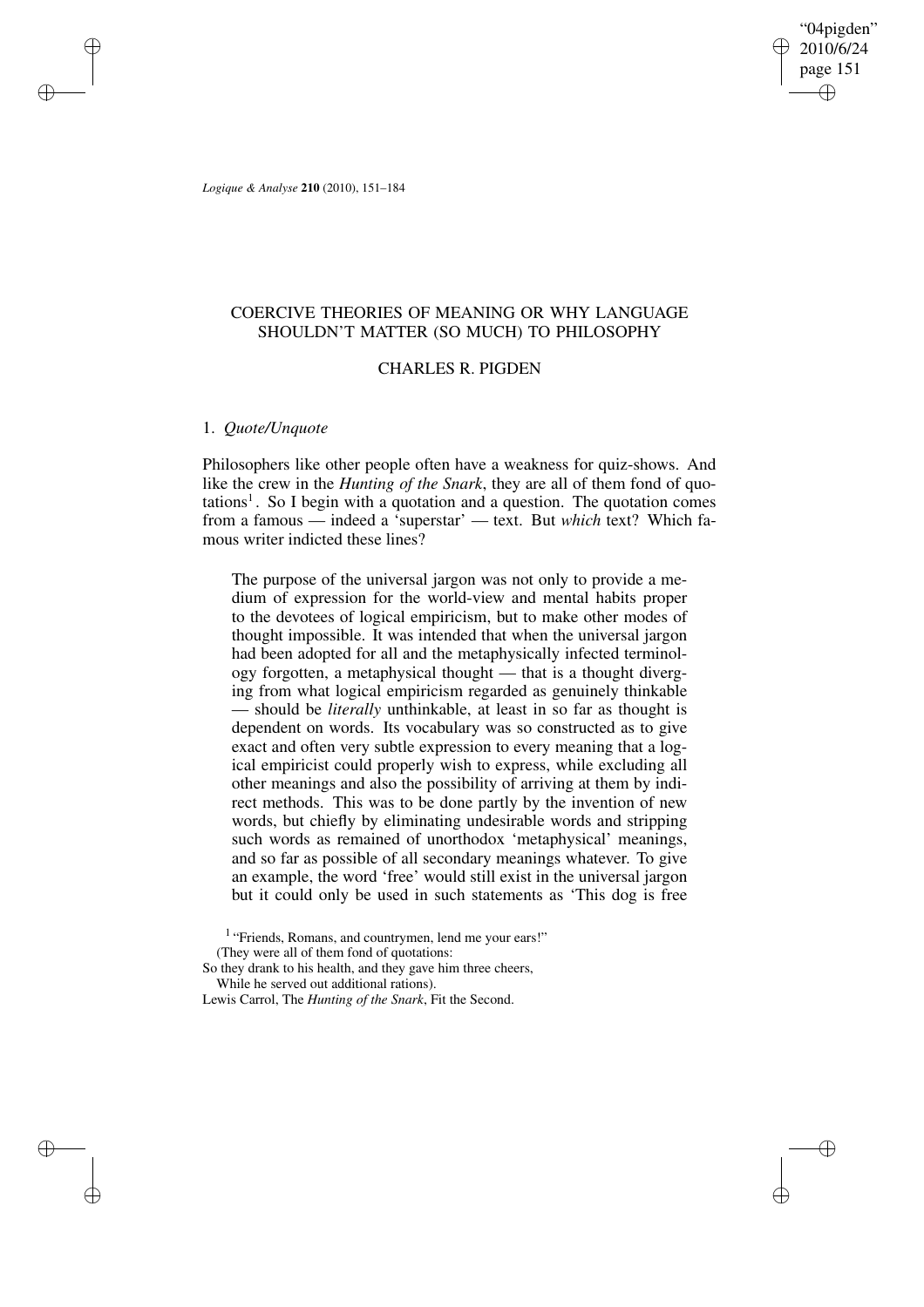# COERCIVE THEORIES OF MEANING OR WHY LANGUAGE SHOULDN'T MATTER (SO MUCH) TO PHILOSOPHY

CHARLES R. PIGDEN

## 1. *Quote/Unquote*

Philosophers like other people often have a weakness for quiz-shows. And like the crew in the *Hunting of the Snark*, they are all of them fond of quotations[1]. So I begin with a quotation and a question. The quotation comes from a famous — indeed a 'superstar' — text. But *which* text? Which famous writer indicted these lines?

> The purpose of the universal jargon was not only to provide a medium of expression for the world-view and mental habits proper to the devotees of logical empiricism, but to make other modes of thought impossible. It was intended that when the universal jargon had been adopted for all and the metaphysically infected terminology forgotten, a metaphysical thought — that is a thought diverging from what logical empiricism regarded as genuinely thinkable — should be *literally* unthinkable, at least in so far as thought is dependent on words. Its vocabulary was so constructed as to give exact and often very subtle expression to every meaning that a logical empiricist could properly wish to express, while excluding all other meanings and also the possibility of arriving at them by indirect methods. This was to be done partly by the invention of new words, but chiefly by eliminating undesirable words and stripping such words as remained of unorthodox 'metaphysical' meanings, and so far as possible of all secondary meanings whatever. To give an example, the word 'free' would still exist in the universal jargon but it could only be used in such statements as 'This dog is free

[1] "Friends, Romans, and countrymen, lend me your ears!"
(They were all of them fond of quotations:
So they drank to his health, and they gave him three cheers,
While he served out additional rations).
Lewis Carrol, The *Hunting of the Snark*, Fit the Second.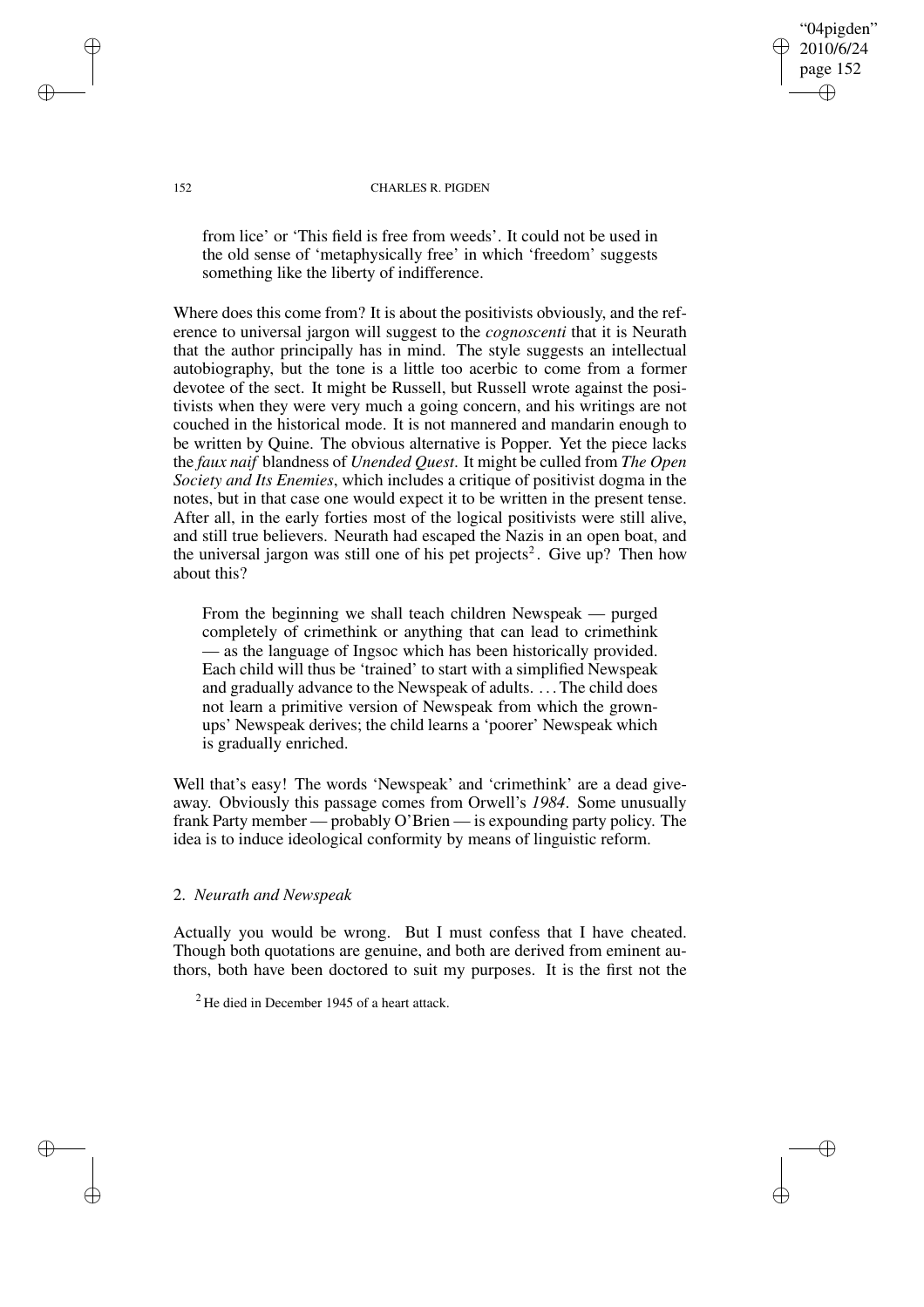from lice' or 'This field is free from weeds'. It could not be used in the old sense of 'metaphysically free' in which 'freedom' suggests something like the liberty of indifference.

Where does this come from? It is about the positivists obviously, and the reference to universal jargon will suggest to the *cognoscenti* that it is Neurath that the author principally has in mind. The style suggests an intellectual autobiography, but the tone is a little too acerbic to come from a former devotee of the sect. It might be Russell, but Russell wrote against the positivists when they were very much a going concern, and his writings are not couched in the historical mode. It is not mannered and mandarin enough to be written by Quine. The obvious alternative is Popper. Yet the piece lacks the *faux naif* blandness of *Unended Quest*. It might be culled from *The Open Society and Its Enemies*, which includes a critique of positivist dogma in the notes, but in that case one would expect it to be written in the present tense. After all, in the early forties most of the logical positivists were still alive, and still true believers. Neurath had escaped the Nazis in an open boat, and the universal jargon was still one of his pet projects[2]. Give up? Then how about this?

> From the beginning we shall teach children Newspeak — purged completely of crimethink or anything that can lead to crimethink — as the language of Ingsoc which has been historically provided. Each child will thus be 'trained' to start with a simplified Newspeak and gradually advance to the Newspeak of adults. . . . The child does not learn a primitive version of Newspeak from which the grown-ups' Newspeak derives; the child learns a 'poorer' Newspeak which is gradually enriched.

Well that's easy! The words 'Newspeak' and 'crimethink' are a dead giveaway. Obviously this passage comes from Orwell's *1984*. Some unusually frank Party member — probably O'Brien — is expounding party policy. The idea is to induce ideological conformity by means of linguistic reform.

## 2. *Neurath and Newspeak*

Actually you would be wrong. But I must confess that I have cheated. Though both quotations are genuine, and both are derived from eminent authors, both have been doctored to suit my purposes. It is the first not the

[2] He died in December 1945 of a heart attack.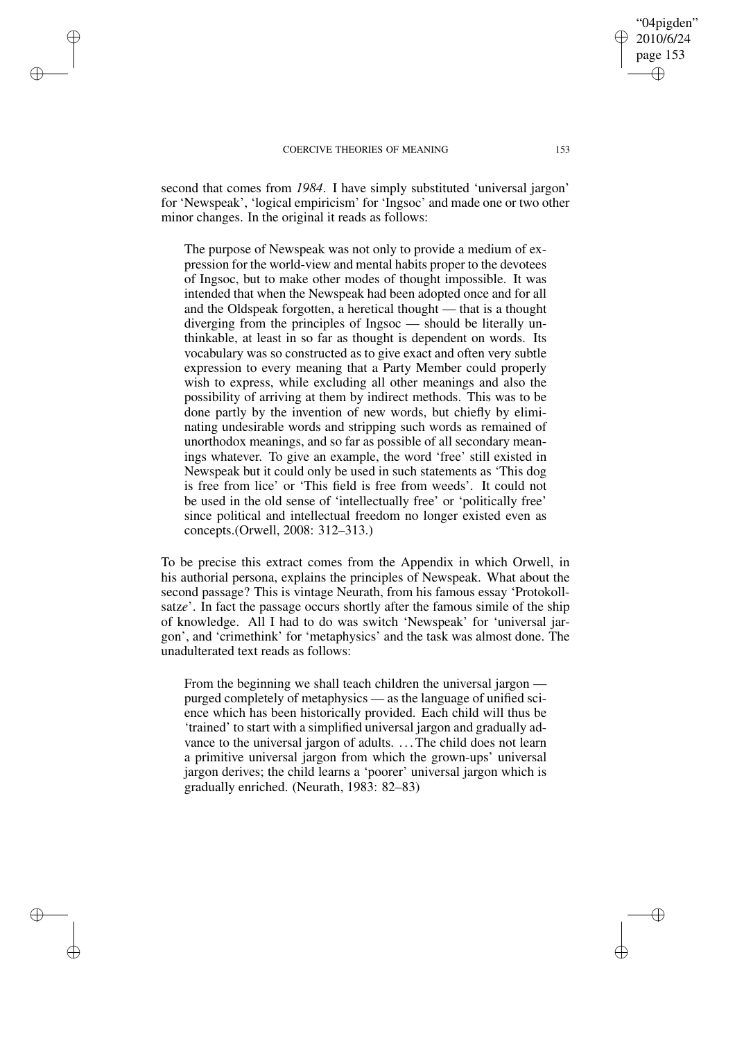second that comes from *1984*. I have simply substituted 'universal jargon' for 'Newspeak', 'logical empiricism' for 'Ingsoc' and made one or two other minor changes. In the original it reads as follows:

> The purpose of Newspeak was not only to provide a medium of expression for the world-view and mental habits proper to the devotees of Ingsoc, but to make other modes of thought impossible. It was intended that when the Newspeak had been adopted once and for all and the Oldspeak forgotten, a heretical thought — that is a thought diverging from the principles of Ingsoc — should be literally unthinkable, at least in so far as thought is dependent on words. Its vocabulary was so constructed as to give exact and often very subtle expression to every meaning that a Party Member could properly wish to express, while excluding all other meanings and also the possibility of arriving at them by indirect methods. This was to be done partly by the invention of new words, but chiefly by eliminating undesirable words and stripping such words as remained of unorthodox meanings, and so far as possible of all secondary meanings whatever. To give an example, the word 'free' still existed in Newspeak but it could only be used in such statements as 'This dog is free from lice' or 'This field is free from weeds'. It could not be used in the old sense of 'intellectually free' or 'politically free' since political and intellectual freedom no longer existed even as concepts.(Orwell, 2008: 312–313.)

To be precise this extract comes from the Appendix in which Orwell, in his authorial persona, explains the principles of Newspeak. What about the second passage? This is vintage Neurath, from his famous essay 'Protokollsatze'. In fact the passage occurs shortly after the famous simile of the ship of knowledge. All I had to do was switch 'Newspeak' for 'universal jargon', and 'crimethink' for 'metaphysics' and the task was almost done. The unadulterated text reads as follows:

> From the beginning we shall teach children the universal jargon — purged completely of metaphysics — as the language of unified science which has been historically provided. Each child will thus be 'trained' to start with a simplified universal jargon and gradually advance to the universal jargon of adults. ... The child does not learn a primitive universal jargon from which the grown-ups' universal jargon derives; the child learns a 'poorer' universal jargon which is gradually enriched. (Neurath, 1983: 82–83)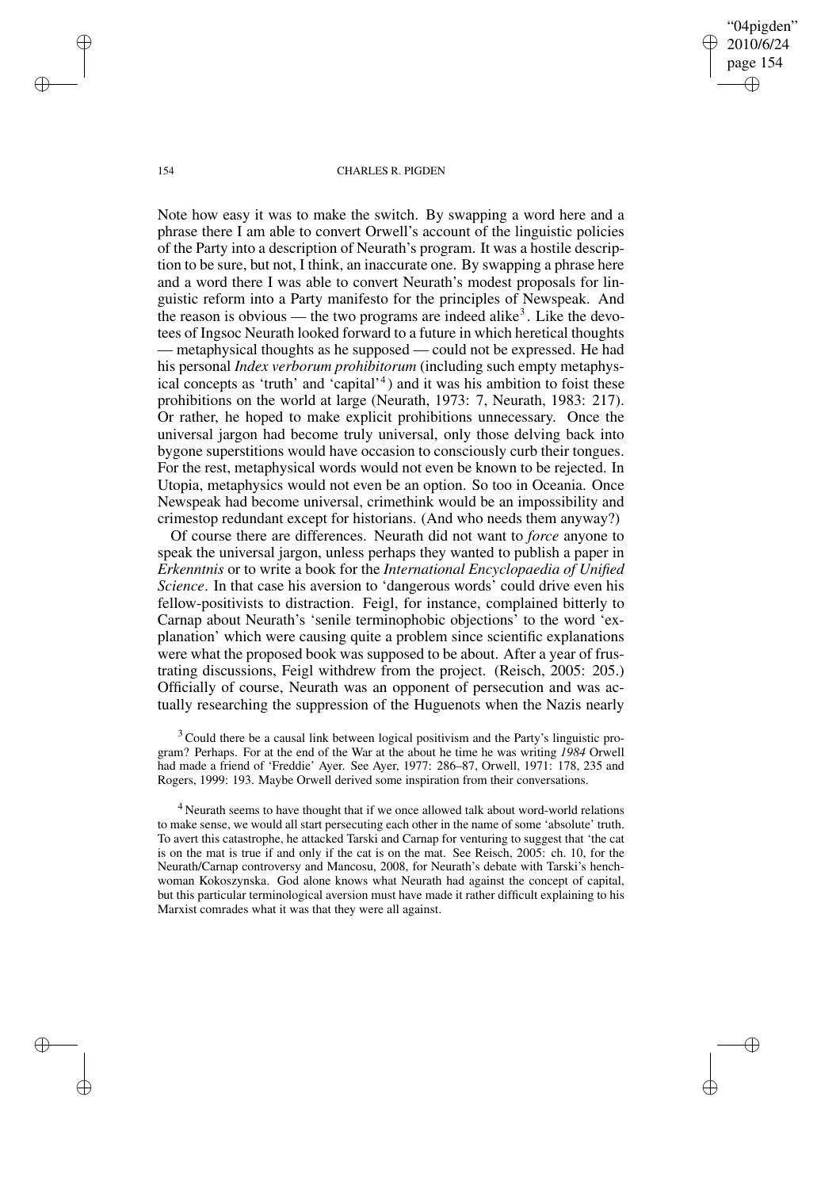Note how easy it was to make the switch. By swapping a word here and a phrase there I am able to convert Orwell's account of the linguistic policies of the Party into a description of Neurath's program. It was a hostile description to be sure, but not, I think, an inaccurate one. By swapping a phrase here and a word there I was able to convert Neurath's modest proposals for linguistic reform into a Party manifesto for the principles of Newspeak. And the reason is obvious — the two programs are indeed alike[3]. Like the devotees of Ingsoc Neurath looked forward to a future in which heretical thoughts — metaphysical thoughts as he supposed — could not be expressed. He had his personal *Index verborum prohibitorum* (including such empty metaphysical concepts as 'truth' and 'capital'[4]) and it was his ambition to foist these prohibitions on the world at large (Neurath, 1973: 7, Neurath, 1983: 217). Or rather, he hoped to make explicit prohibitions unnecessary. Once the universal jargon had become truly universal, only those delving back into bygone superstitions would have occasion to consciously curb their tongues. For the rest, metaphysical words would not even be known to be rejected. In Utopia, metaphysics would not even be an option. So too in Oceania. Once Newspeak had become universal, crimethink would be an impossibility and crimestop redundant except for historians. (And who needs them anyway?)

Of course there are differences. Neurath did not want to *force* anyone to speak the universal jargon, unless perhaps they wanted to publish a paper in *Erkenntnis* or to write a book for the *International Encyclopaedia of Unified Science*. In that case his aversion to 'dangerous words' could drive even his fellow-positivists to distraction. Feigl, for instance, complained bitterly to Carnap about Neurath's 'senile terminophobic objections' to the word 'explanation' which were causing quite a problem since scientific explanations were what the proposed book was supposed to be about. After a year of frustrating discussions, Feigl withdrew from the project. (Reisch, 2005: 205.) Officially of course, Neurath was an opponent of persecution and was actually researching the suppression of the Huguenots when the Nazis nearly

[3] Could there be a causal link between logical positivism and the Party's linguistic program? Perhaps. For at the end of the War at the about he time he was writing *1984* Orwell had made a friend of 'Freddie' Ayer. See Ayer, 1977: 286–87, Orwell, 1971: 178, 235 and Rogers, 1999: 193. Maybe Orwell derived some inspiration from their conversations.

[4] Neurath seems to have thought that if we once allowed talk about word-world relations to make sense, we would all start persecuting each other in the name of some 'absolute' truth. To avert this catastrophe, he attacked Tarski and Carnap for venturing to suggest that 'the cat is on the mat is true if and only if the cat is on the mat. See Reisch, 2005: ch. 10, for the Neurath/Carnap controversy and Mancosu, 2008, for Neurath's debate with Tarski's henchwoman Kokoszynska. God alone knows what Neurath had against the concept of capital, but this particular terminological aversion must have made it rather difficult explaining to his Marxist comrades what it was that they were all against.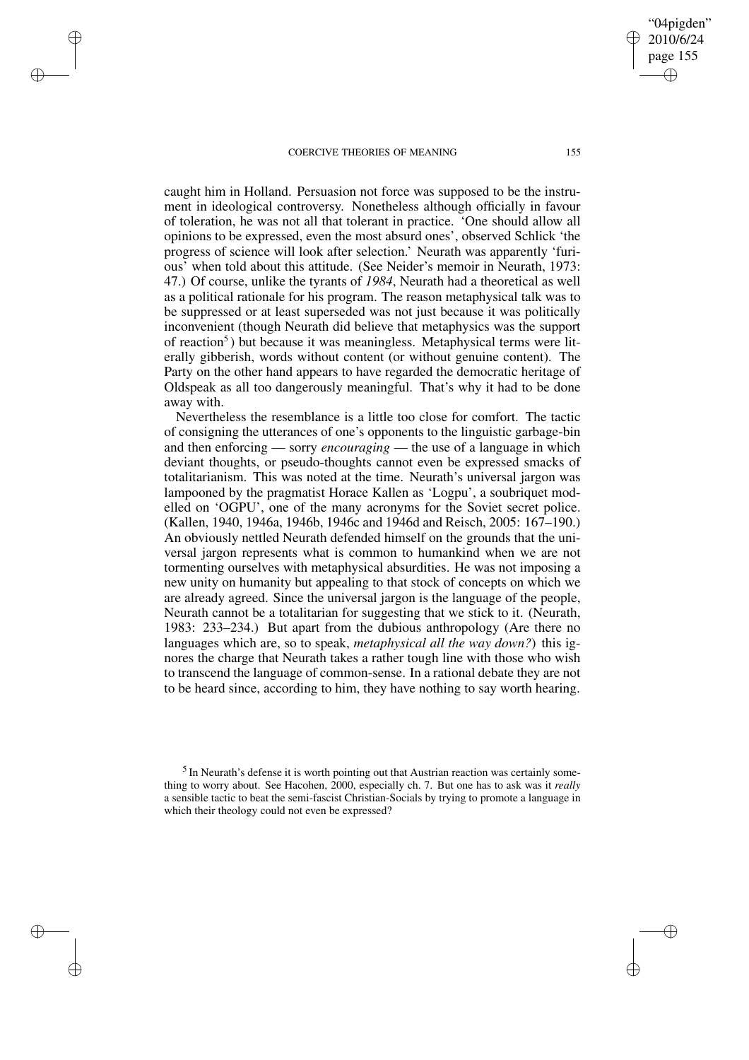caught him in Holland. Persuasion not force was supposed to be the instrument in ideological controversy. Nonetheless although officially in favour of toleration, he was not all that tolerant in practice. 'One should allow all opinions to be expressed, even the most absurd ones', observed Schlick 'the progress of science will look after selection.' Neurath was apparently 'furious' when told about this attitude. (See Neider's memoir in Neurath, 1973: 47.) Of course, unlike the tyrants of *1984*, Neurath had a theoretical as well as a political rationale for his program. The reason metaphysical talk was to be suppressed or at least superseded was not just because it was politically inconvenient (though Neurath did believe that metaphysics was the support of reaction[5]) but because it was meaningless. Metaphysical terms were literally gibberish, words without content (or without genuine content). The Party on the other hand appears to have regarded the democratic heritage of Oldspeak as all too dangerously meaningful. That's why it had to be done away with.

Nevertheless the resemblance is a little too close for comfort. The tactic of consigning the utterances of one's opponents to the linguistic garbage-bin and then enforcing — sorry *encouraging* — the use of a language in which deviant thoughts, or pseudo-thoughts cannot even be expressed smacks of totalitarianism. This was noted at the time. Neurath's universal jargon was lampooned by the pragmatist Horace Kallen as 'Logpu', a soubriquet modelled on 'OGPU', one of the many acronyms for the Soviet secret police. (Kallen, 1940, 1946a, 1946b, 1946c and 1946d and Reisch, 2005: 167–190.) An obviously nettled Neurath defended himself on the grounds that the universal jargon represents what is common to humankind when we are not tormenting ourselves with metaphysical absurdities. He was not imposing a new unity on humanity but appealing to that stock of concepts on which we are already agreed. Since the universal jargon is the language of the people, Neurath cannot be a totalitarian for suggesting that we stick to it. (Neurath, 1983: 233–234.) But apart from the dubious anthropology (Are there no languages which are, so to speak, *metaphysical all the way down?*) this ignores the charge that Neurath takes a rather tough line with those who wish to transcend the language of common-sense. In a rational debate they are not to be heard since, according to him, they have nothing to say worth hearing.

[5] In Neurath's defense it is worth pointing out that Austrian reaction was certainly something to worry about. See Hacohen, 2000, especially ch. 7. But one has to ask was it *really* a sensible tactic to beat the semi-fascist Christian-Socials by trying to promote a language in which their theology could not even be expressed?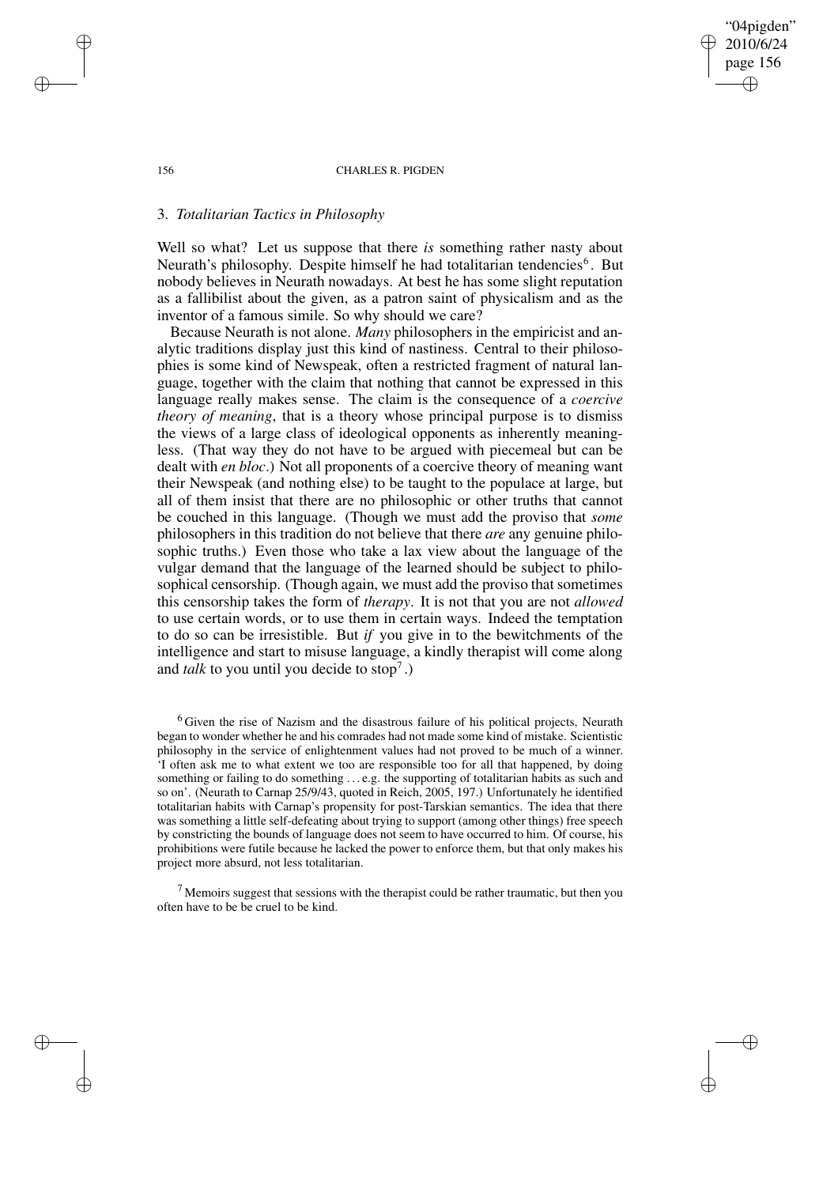## 3. *Totalitarian Tactics in Philosophy*

Well so what? Let us suppose that there *is* something rather nasty about Neurath's philosophy. Despite himself he had totalitarian tendencies[6]. But nobody believes in Neurath nowadays. At best he has some slight reputation as a fallibilist about the given, as a patron saint of physicalism and as the inventor of a famous simile. So why should we care?

Because Neurath is not alone. *Many* philosophers in the empiricist and analytic traditions display just this kind of nastiness. Central to their philosophies is some kind of Newspeak, often a restricted fragment of natural language, together with the claim that nothing that cannot be expressed in this language really makes sense. The claim is the consequence of a *coercive theory of meaning*, that is a theory whose principal purpose is to dismiss the views of a large class of ideological opponents as inherently meaningless. (That way they do not have to be argued with piecemeal but can be dealt with *en bloc*.) Not all proponents of a coercive theory of meaning want their Newspeak (and nothing else) to be taught to the populace at large, but all of them insist that there are no philosophic or other truths that cannot be couched in this language. (Though we must add the proviso that *some* philosophers in this tradition do not believe that there *are* any genuine philosophic truths.) Even those who take a lax view about the language of the vulgar demand that the language of the learned should be subject to philosophical censorship. (Though again, we must add the proviso that sometimes this censorship takes the form of *therapy*. It is not that you are not *allowed* to use certain words, or to use them in certain ways. Indeed the temptation to do so can be irresistible. But *if* you give in to the bewitchments of the intelligence and start to misuse language, a kindly therapist will come along and *talk* to you until you decide to stop[7].)

[6] Given the rise of Nazism and the disastrous failure of his political projects, Neurath began to wonder whether he and his comrades had not made some kind of mistake. Scientistic philosophy in the service of enlightenment values had not proved to be much of a winner. 'I often ask me to what extent we too are responsible too for all that happened, by doing something or failing to do something . . . e.g. the supporting of totalitarian habits as such and so on'. (Neurath to Carnap 25/9/43, quoted in Reich, 2005, 197.) Unfortunately he identified totalitarian habits with Carnap's propensity for post-Tarskian semantics. The idea that there was something a little self-defeating about trying to support (among other things) free speech by constricting the bounds of language does not seem to have occurred to him. Of course, his prohibitions were futile because he lacked the power to enforce them, but that only makes his project more absurd, not less totalitarian.

[7] Memoirs suggest that sessions with the therapist could be rather traumatic, but then you often have to be be cruel to be kind.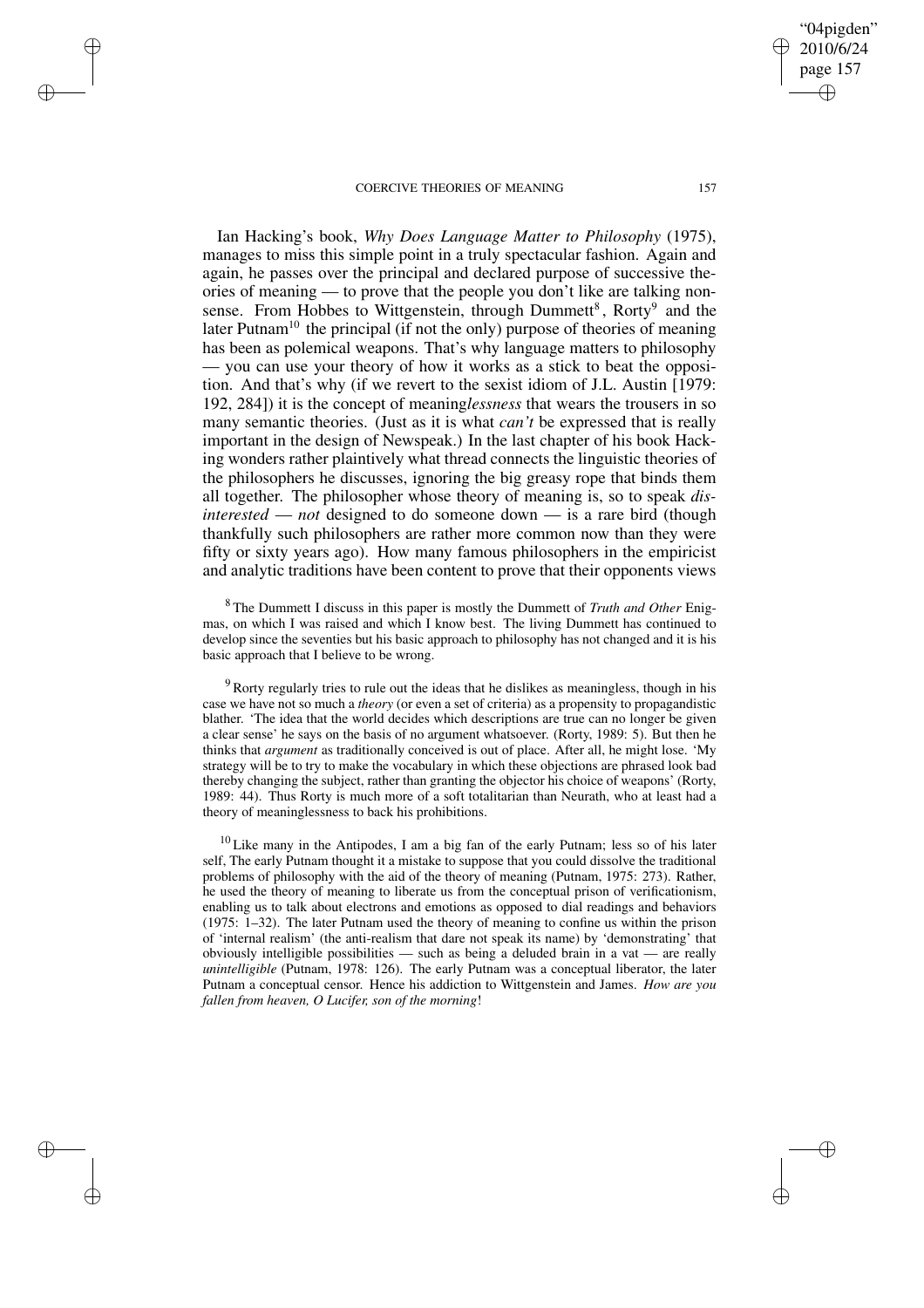Ian Hacking's book, *Why Does Language Matter to Philosophy* (1975), manages to miss this simple point in a truly spectacular fashion. Again and again, he passes over the principal and declared purpose of successive theories of meaning — to prove that the people you don't like are talking nonsense. From Hobbes to Wittgenstein, through Dummett[8], Rorty[9] and the later Putnam[10] the principal (if not the only) purpose of theories of meaning has been as polemical weapons. That's why language matters to philosophy — you can use your theory of how it works as a stick to beat the opposition. And that's why (if we revert to the sexist idiom of J.L. Austin [1979: 192, 284]) it is the concept of meaning*lessness* that wears the trousers in so many semantic theories. (Just as it is what *can't* be expressed that is really important in the design of Newspeak.) In the last chapter of his book Hacking wonders rather plaintively what thread connects the linguistic theories of the philosophers he discusses, ignoring the big greasy rope that binds them all together. The philosopher whose theory of meaning is, so to speak *disinterested* — *not* designed to do someone down — is a rare bird (though thankfully such philosophers are rather more common now than they were fifty or sixty years ago). How many famous philosophers in the empiricist and analytic traditions have been content to prove that their opponents views

[8] The Dummett I discuss in this paper is mostly the Dummett of *Truth and Other* Enigmas, on which I was raised and which I know best. The living Dummett has continued to develop since the seventies but his basic approach to philosophy has not changed and it is his basic approach that I believe to be wrong.

[9] Rorty regularly tries to rule out the ideas that he dislikes as meaningless, though in his case we have not so much a *theory* (or even a set of criteria) as a propensity to propagandistic blather. 'The idea that the world decides which descriptions are true can no longer be given a clear sense' he says on the basis of no argument whatsoever. (Rorty, 1989: 5). But then he thinks that *argument* as traditionally conceived is out of place. After all, he might lose. 'My strategy will be to try to make the vocabulary in which these objections are phrased look bad thereby changing the subject, rather than granting the objector his choice of weapons' (Rorty, 1989: 44). Thus Rorty is much more of a soft totalitarian than Neurath, who at least had a theory of meaninglessness to back his prohibitions.

[10] Like many in the Antipodes, I am a big fan of the early Putnam; less so of his later self, The early Putnam thought it a mistake to suppose that you could dissolve the traditional problems of philosophy with the aid of the theory of meaning (Putnam, 1975: 273). Rather, he used the theory of meaning to liberate us from the conceptual prison of verificationism, enabling us to talk about electrons and emotions as opposed to dial readings and behaviors (1975: 1–32). The later Putnam used the theory of meaning to confine us within the prison of 'internal realism' (the anti-realism that dare not speak its name) by 'demonstrating' that obviously intelligible possibilities — such as being a deluded brain in a vat — are really *unintelligible* (Putnam, 1978: 126). The early Putnam was a conceptual liberator, the later Putnam a conceptual censor. Hence his addiction to Wittgenstein and James. *How are you fallen from heaven, O Lucifer, son of the morning*!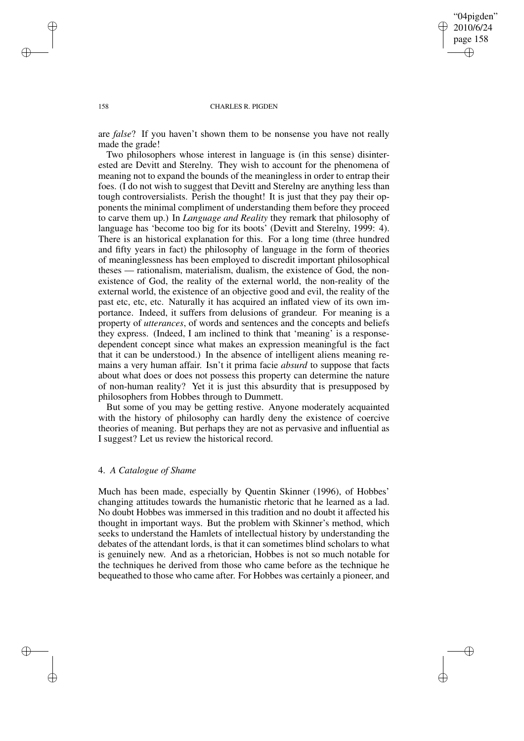are *false*? If you haven't shown them to be nonsense you have not really made the grade!

Two philosophers whose interest in language is (in this sense) disinterested are Devitt and Sterelny. They wish to account for the phenomena of meaning not to expand the bounds of the meaningless in order to entrap their foes. (I do not wish to suggest that Devitt and Sterelny are anything less than tough controversialists. Perish the thought! It is just that they pay their opponents the minimal compliment of understanding them before they proceed to carve them up.) In *Language and Reality* they remark that philosophy of language has 'become too big for its boots' (Devitt and Sterelny, 1999: 4). There is an historical explanation for this. For a long time (three hundred and fifty years in fact) the philosophy of language in the form of theories of meaninglessness has been employed to discredit important philosophical theses — rationalism, materialism, dualism, the existence of God, the non-existence of God, the reality of the external world, the non-reality of the external world, the existence of an objective good and evil, the reality of the past etc, etc, etc. Naturally it has acquired an inflated view of its own importance. Indeed, it suffers from delusions of grandeur. For meaning is a property of *utterances*, of words and sentences and the concepts and beliefs they express. (Indeed, I am inclined to think that 'meaning' is a response-dependent concept since what makes an expression meaningful is the fact that it can be understood.) In the absence of intelligent aliens meaning remains a very human affair. Isn't it prima facie *absurd* to suppose that facts about what does or does not possess this property can determine the nature of non-human reality? Yet it is just this absurdity that is presupposed by philosophers from Hobbes through to Dummett.

But some of you may be getting restive. Anyone moderately acquainted with the history of philosophy can hardly deny the existence of coercive theories of meaning. But perhaps they are not as pervasive and influential as I suggest? Let us review the historical record.

## 4. *A Catalogue of Shame*

Much has been made, especially by Quentin Skinner (1996), of Hobbes' changing attitudes towards the humanistic rhetoric that he learned as a lad. No doubt Hobbes was immersed in this tradition and no doubt it affected his thought in important ways. But the problem with Skinner's method, which seeks to understand the Hamlets of intellectual history by understanding the debates of the attendant lords, is that it can sometimes blind scholars to what is genuinely new. And as a rhetorician, Hobbes is not so much notable for the techniques he derived from those who came before as the technique he bequeathed to those who came after. For Hobbes was certainly a pioneer, and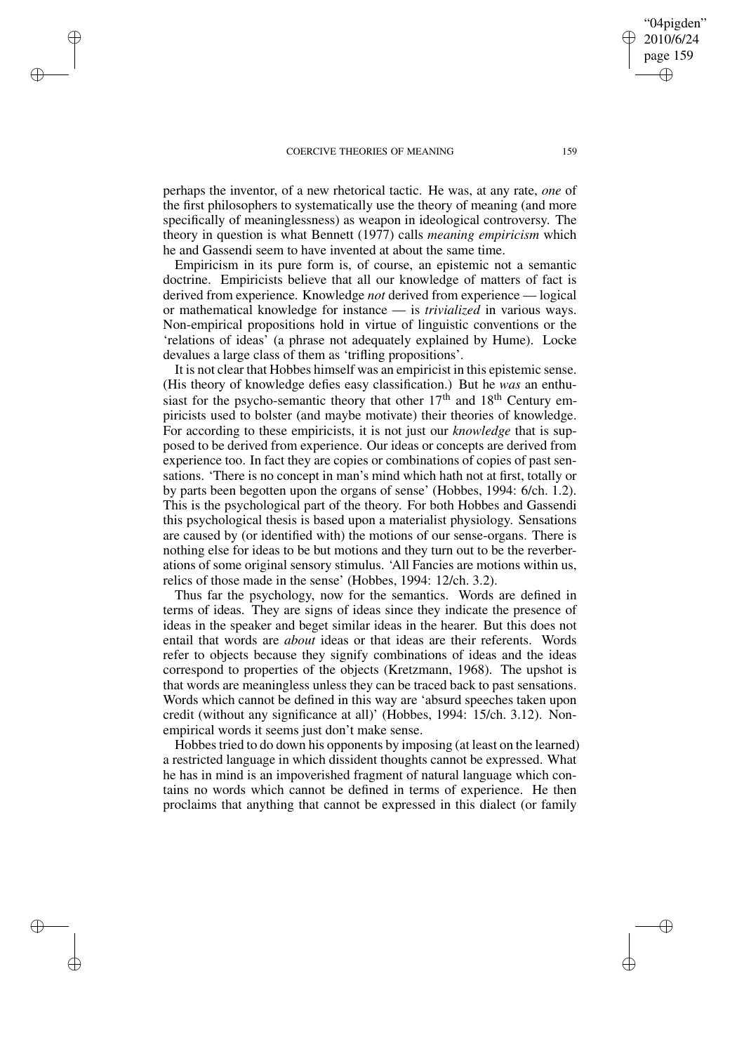perhaps the inventor, of a new rhetorical tactic. He was, at any rate, *one* of the first philosophers to systematically use the theory of meaning (and more specifically of meaninglessness) as weapon in ideological controversy. The theory in question is what Bennett (1977) calls *meaning empiricism* which he and Gassendi seem to have invented at about the same time.

Empiricism in its pure form is, of course, an epistemic not a semantic doctrine. Empiricists believe that all our knowledge of matters of fact is derived from experience. Knowledge *not* derived from experience — logical or mathematical knowledge for instance — is *trivialized* in various ways. Non-empirical propositions hold in virtue of linguistic conventions or the 'relations of ideas' (a phrase not adequately explained by Hume). Locke devalues a large class of them as 'trifling propositions'.

It is not clear that Hobbes himself was an empiricist in this epistemic sense. (His theory of knowledge defies easy classification.) But he *was* an enthusiast for the psycho-semantic theory that other 17th and 18th Century empiricists used to bolster (and maybe motivate) their theories of knowledge. For according to these empiricists, it is not just our *knowledge* that is supposed to be derived from experience. Our ideas or concepts are derived from experience too. In fact they are copies or combinations of copies of past sensations. 'There is no concept in man's mind which hath not at first, totally or by parts been begotten upon the organs of sense' (Hobbes, 1994: 6/ch. 1.2). This is the psychological part of the theory. For both Hobbes and Gassendi this psychological thesis is based upon a materialist physiology. Sensations are caused by (or identified with) the motions of our sense-organs. There is nothing else for ideas to be but motions and they turn out to be the reverberations of some original sensory stimulus. 'All Fancies are motions within us, relics of those made in the sense' (Hobbes, 1994: 12/ch. 3.2).

Thus far the psychology, now for the semantics. Words are defined in terms of ideas. They are signs of ideas since they indicate the presence of ideas in the speaker and beget similar ideas in the hearer. But this does not entail that words are *about* ideas or that ideas are their referents. Words refer to objects because they signify combinations of ideas and the ideas correspond to properties of the objects (Kretzmann, 1968). The upshot is that words are meaningless unless they can be traced back to past sensations. Words which cannot be defined in this way are 'absurd speeches taken upon credit (without any significance at all)' (Hobbes, 1994: 15/ch. 3.12). Non-empirical words it seems just don't make sense.

Hobbes tried to do down his opponents by imposing (at least on the learned) a restricted language in which dissident thoughts cannot be expressed. What he has in mind is an impoverished fragment of natural language which contains no words which cannot be defined in terms of experience. He then proclaims that anything that cannot be expressed in this dialect (or family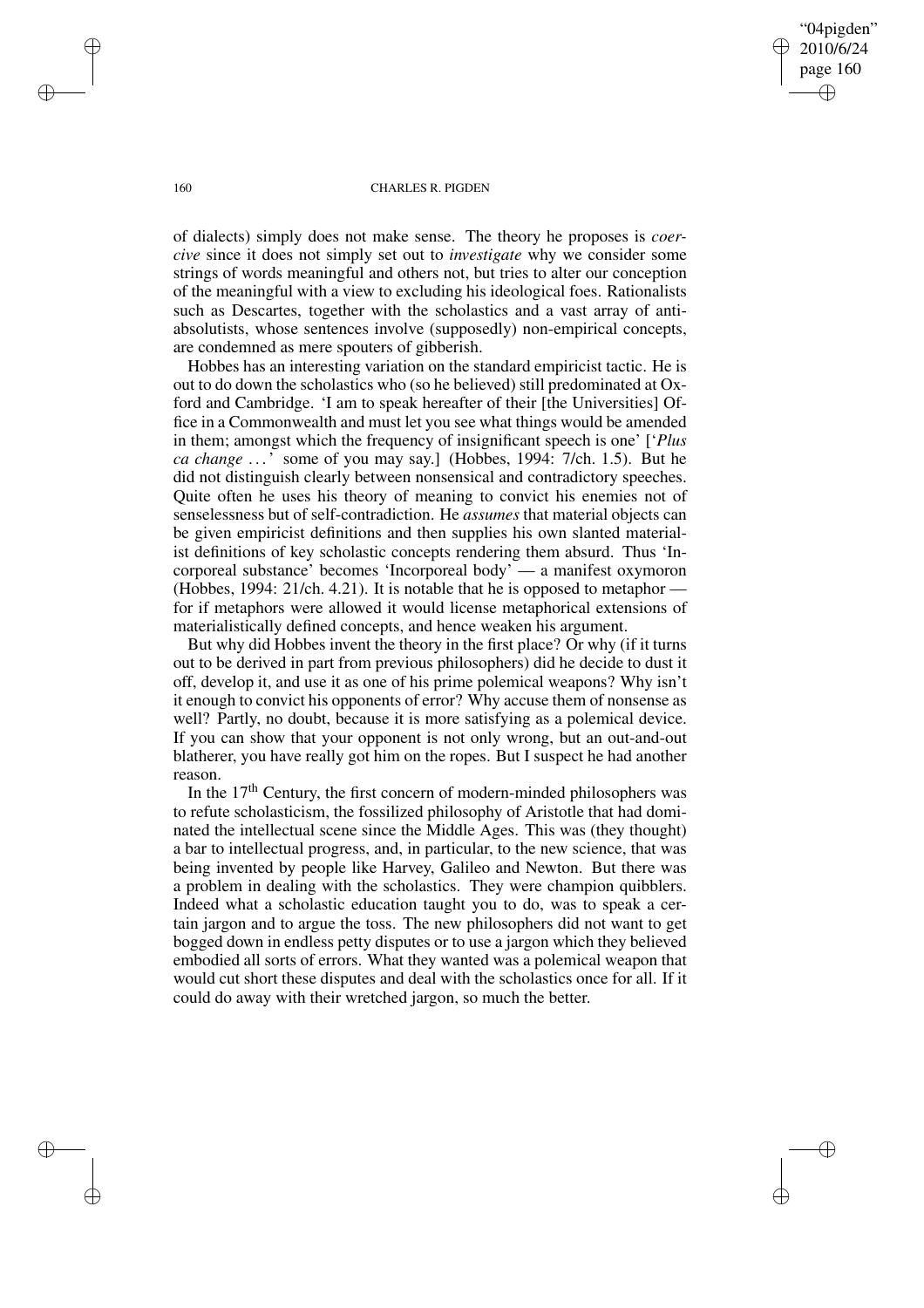of dialects) simply does not make sense. The theory he proposes is *coercive* since it does not simply set out to *investigate* why we consider some strings of words meaningful and others not, but tries to alter our conception of the meaningful with a view to excluding his ideological foes. Rationalists such as Descartes, together with the scholastics and a vast array of anti-absolutists, whose sentences involve (supposedly) non-empirical concepts, are condemned as mere spouters of gibberish.

Hobbes has an interesting variation on the standard empiricist tactic. He is out to do down the scholastics who (so he believed) still predominated at Oxford and Cambridge. 'I am to speak hereafter of their [the Universities] Office in a Commonwealth and must let you see what things would be amended in them; amongst which the frequency of insignificant speech is one' ['*Plus ca change* ...' some of you may say.] (Hobbes, 1994: 7/ch. 1.5). But he did not distinguish clearly between nonsensical and contradictory speeches. Quite often he uses his theory of meaning to convict his enemies not of senselessness but of self-contradiction. He *assumes* that material objects can be given empiricist definitions and then supplies his own slanted materialist definitions of key scholastic concepts rendering them absurd. Thus 'Incorporeal substance' becomes 'Incorporeal body' — a manifest oxymoron (Hobbes, 1994: 21/ch. 4.21). It is notable that he is opposed to metaphor — for if metaphors were allowed it would license metaphorical extensions of materialistically defined concepts, and hence weaken his argument.

But why did Hobbes invent the theory in the first place? Or why (if it turns out to be derived in part from previous philosophers) did he decide to dust it off, develop it, and use it as one of his prime polemical weapons? Why isn't it enough to convict his opponents of error? Why accuse them of nonsense as well? Partly, no doubt, because it is more satisfying as a polemical device. If you can show that your opponent is not only wrong, but an out-and-out blatherer, you have really got him on the ropes. But I suspect he had another reason.

In the 17th Century, the first concern of modern-minded philosophers was to refute scholasticism, the fossilized philosophy of Aristotle that had dominated the intellectual scene since the Middle Ages. This was (they thought) a bar to intellectual progress, and, in particular, to the new science, that was being invented by people like Harvey, Galileo and Newton. But there was a problem in dealing with the scholastics. They were champion quibblers. Indeed what a scholastic education taught you to do, was to speak a certain jargon and to argue the toss. The new philosophers did not want to get bogged down in endless petty disputes or to use a jargon which they believed embodied all sorts of errors. What they wanted was a polemical weapon that would cut short these disputes and deal with the scholastics once for all. If it could do away with their wretched jargon, so much the better.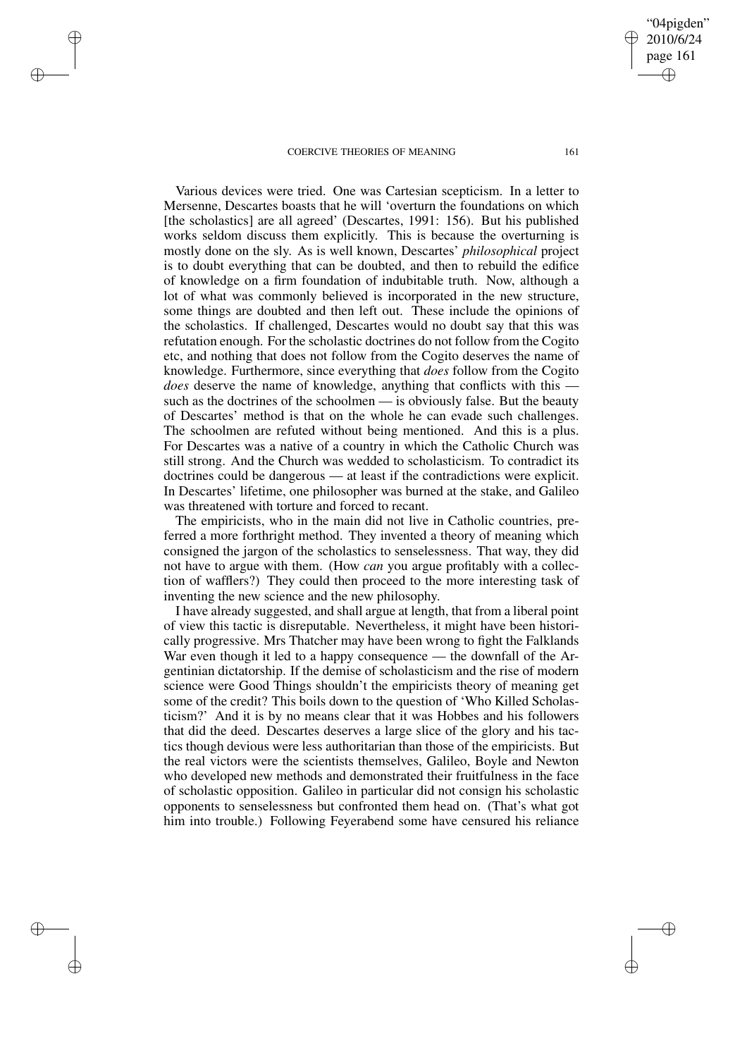Various devices were tried. One was Cartesian scepticism. In a letter to Mersenne, Descartes boasts that he will 'overturn the foundations on which [the scholastics] are all agreed' (Descartes, 1991: 156). But his published works seldom discuss them explicitly. This is because the overturning is mostly done on the sly. As is well known, Descartes' *philosophical* project is to doubt everything that can be doubted, and then to rebuild the edifice of knowledge on a firm foundation of indubitable truth. Now, although a lot of what was commonly believed is incorporated in the new structure, some things are doubted and then left out. These include the opinions of the scholastics. If challenged, Descartes would no doubt say that this was refutation enough. For the scholastic doctrines do not follow from the Cogito etc, and nothing that does not follow from the Cogito deserves the name of knowledge. Furthermore, since everything that *does* follow from the Cogito *does* deserve the name of knowledge, anything that conflicts with this — such as the doctrines of the schoolmen — is obviously false. But the beauty of Descartes' method is that on the whole he can evade such challenges. The schoolmen are refuted without being mentioned. And this is a plus. For Descartes was a native of a country in which the Catholic Church was still strong. And the Church was wedded to scholasticism. To contradict its doctrines could be dangerous — at least if the contradictions were explicit. In Descartes' lifetime, one philosopher was burned at the stake, and Galileo was threatened with torture and forced to recant.

The empiricists, who in the main did not live in Catholic countries, preferred a more forthright method. They invented a theory of meaning which consigned the jargon of the scholastics to senselessness. That way, they did not have to argue with them. (How *can* you argue profitably with a collection of wafflers?) They could then proceed to the more interesting task of inventing the new science and the new philosophy.

I have already suggested, and shall argue at length, that from a liberal point of view this tactic is disreputable. Nevertheless, it might have been historically progressive. Mrs Thatcher may have been wrong to fight the Falklands War even though it led to a happy consequence — the downfall of the Argentinian dictatorship. If the demise of scholasticism and the rise of modern science were Good Things shouldn't the empiricists theory of meaning get some of the credit? This boils down to the question of 'Who Killed Scholasticism?' And it is by no means clear that it was Hobbes and his followers that did the deed. Descartes deserves a large slice of the glory and his tactics though devious were less authoritarian than those of the empiricists. But the real victors were the scientists themselves, Galileo, Boyle and Newton who developed new methods and demonstrated their fruitfulness in the face of scholastic opposition. Galileo in particular did not consign his scholastic opponents to senselessness but confronted them head on. (That's what got him into trouble.) Following Feyerabend some have censured his reliance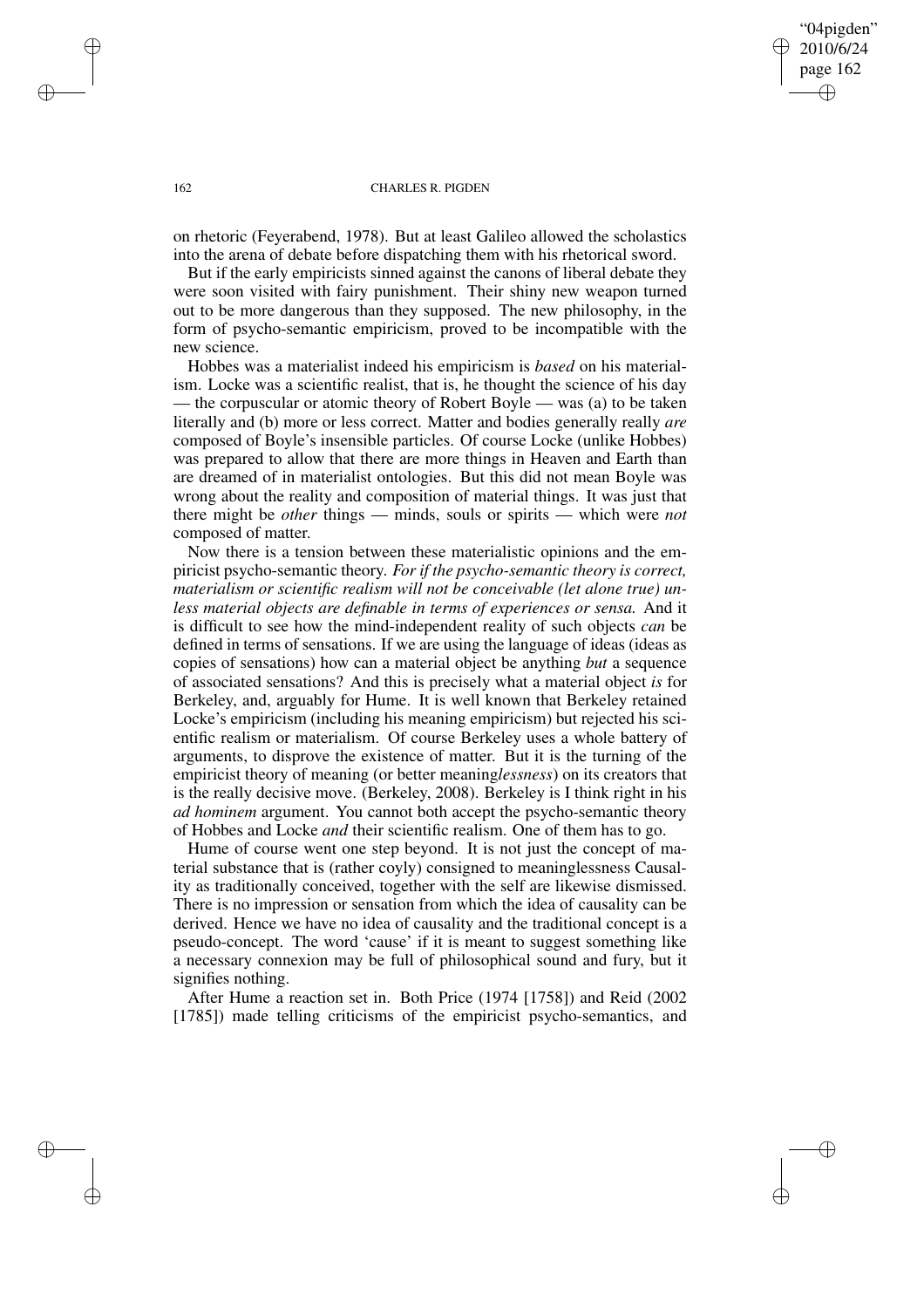on rhetoric (Feyerabend, 1978). But at least Galileo allowed the scholastics into the arena of debate before dispatching them with his rhetorical sword.

But if the early empiricists sinned against the canons of liberal debate they were soon visited with fairy punishment. Their shiny new weapon turned out to be more dangerous than they supposed. The new philosophy, in the form of psycho-semantic empiricism, proved to be incompatible with the new science.

Hobbes was a materialist indeed his empiricism is *based* on his materialism. Locke was a scientific realist, that is, he thought the science of his day — the corpuscular or atomic theory of Robert Boyle — was (a) to be taken literally and (b) more or less correct. Matter and bodies generally really *are* composed of Boyle's insensible particles. Of course Locke (unlike Hobbes) was prepared to allow that there are more things in Heaven and Earth than are dreamed of in materialist ontologies. But this did not mean Boyle was wrong about the reality and composition of material things. It was just that there might be *other* things — minds, souls or spirits — which were *not* composed of matter.

Now there is a tension between these materialistic opinions and the empiricist psycho-semantic theory. *For if the psycho-semantic theory is correct, materialism or scientific realism will not be conceivable (let alone true) unless material objects are definable in terms of experiences or sensa.* And it is difficult to see how the mind-independent reality of such objects *can* be defined in terms of sensations. If we are using the language of ideas (ideas as copies of sensations) how can a material object be anything *but* a sequence of associated sensations? And this is precisely what a material object *is* for Berkeley, and, arguably for Hume. It is well known that Berkeley retained Locke's empiricism (including his meaning empiricism) but rejected his scientific realism or materialism. Of course Berkeley uses a whole battery of arguments, to disprove the existence of matter. But it is the turning of the empiricist theory of meaning (or better meaning*lessness*) on its creators that is the really decisive move. (Berkeley, 2008). Berkeley is I think right in his *ad hominem* argument. You cannot both accept the psycho-semantic theory of Hobbes and Locke *and* their scientific realism. One of them has to go.

Hume of course went one step beyond. It is not just the concept of material substance that is (rather coyly) consigned to meaninglessness Causality as traditionally conceived, together with the self are likewise dismissed. There is no impression or sensation from which the idea of causality can be derived. Hence we have no idea of causality and the traditional concept is a pseudo-concept. The word 'cause' if it is meant to suggest something like a necessary connexion may be full of philosophical sound and fury, but it signifies nothing.

After Hume a reaction set in. Both Price (1974 [1758]) and Reid (2002 [1785]) made telling criticisms of the empiricist psycho-semantics, and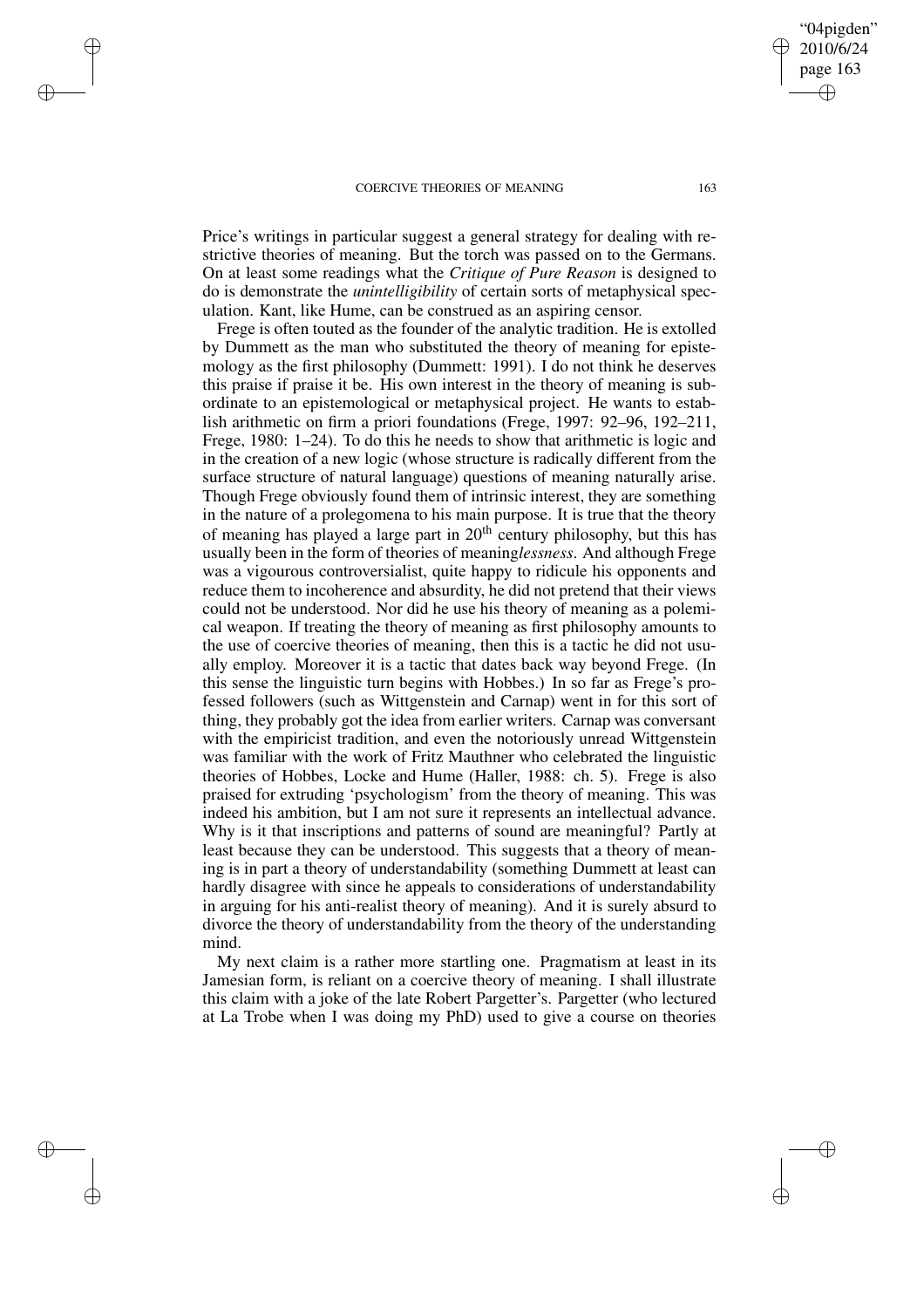Price's writings in particular suggest a general strategy for dealing with restrictive theories of meaning. But the torch was passed on to the Germans. On at least some readings what the *Critique of Pure Reason* is designed to do is demonstrate the *unintelligibility* of certain sorts of metaphysical speculation. Kant, like Hume, can be construed as an aspiring censor.

Frege is often touted as the founder of the analytic tradition. He is extolled by Dummett as the man who substituted the theory of meaning for epistemology as the first philosophy (Dummett: 1991). I do not think he deserves this praise if praise it be. His own interest in the theory of meaning is subordinate to an epistemological or metaphysical project. He wants to establish arithmetic on firm a priori foundations (Frege, 1997: 92–96, 192–211, Frege, 1980: 1–24). To do this he needs to show that arithmetic is logic and in the creation of a new logic (whose structure is radically different from the surface structure of natural language) questions of meaning naturally arise. Though Frege obviously found them of intrinsic interest, they are something in the nature of a prolegomena to his main purpose. It is true that the theory of meaning has played a large part in 20th century philosophy, but this has usually been in the form of theories of meaning*lessness*. And although Frege was a vigourous controversialist, quite happy to ridicule his opponents and reduce them to incoherence and absurdity, he did not pretend that their views could not be understood. Nor did he use his theory of meaning as a polemical weapon. If treating the theory of meaning as first philosophy amounts to the use of coercive theories of meaning, then this is a tactic he did not usually employ. Moreover it is a tactic that dates back way beyond Frege. (In this sense the linguistic turn begins with Hobbes.) In so far as Frege's professed followers (such as Wittgenstein and Carnap) went in for this sort of thing, they probably got the idea from earlier writers. Carnap was conversant with the empiricist tradition, and even the notoriously unread Wittgenstein was familiar with the work of Fritz Mauthner who celebrated the linguistic theories of Hobbes, Locke and Hume (Haller, 1988: ch. 5). Frege is also praised for extruding 'psychologism' from the theory of meaning. This was indeed his ambition, but I am not sure it represents an intellectual advance. Why is it that inscriptions and patterns of sound are meaningful? Partly at least because they can be understood. This suggests that a theory of meaning is in part a theory of understandability (something Dummett at least can hardly disagree with since he appeals to considerations of understandability in arguing for his anti-realist theory of meaning). And it is surely absurd to divorce the theory of understandability from the theory of the understanding mind.

My next claim is a rather more startling one. Pragmatism at least in its Jamesian form, is reliant on a coercive theory of meaning. I shall illustrate this claim with a joke of the late Robert Pargetter's. Pargetter (who lectured at La Trobe when I was doing my PhD) used to give a course on theories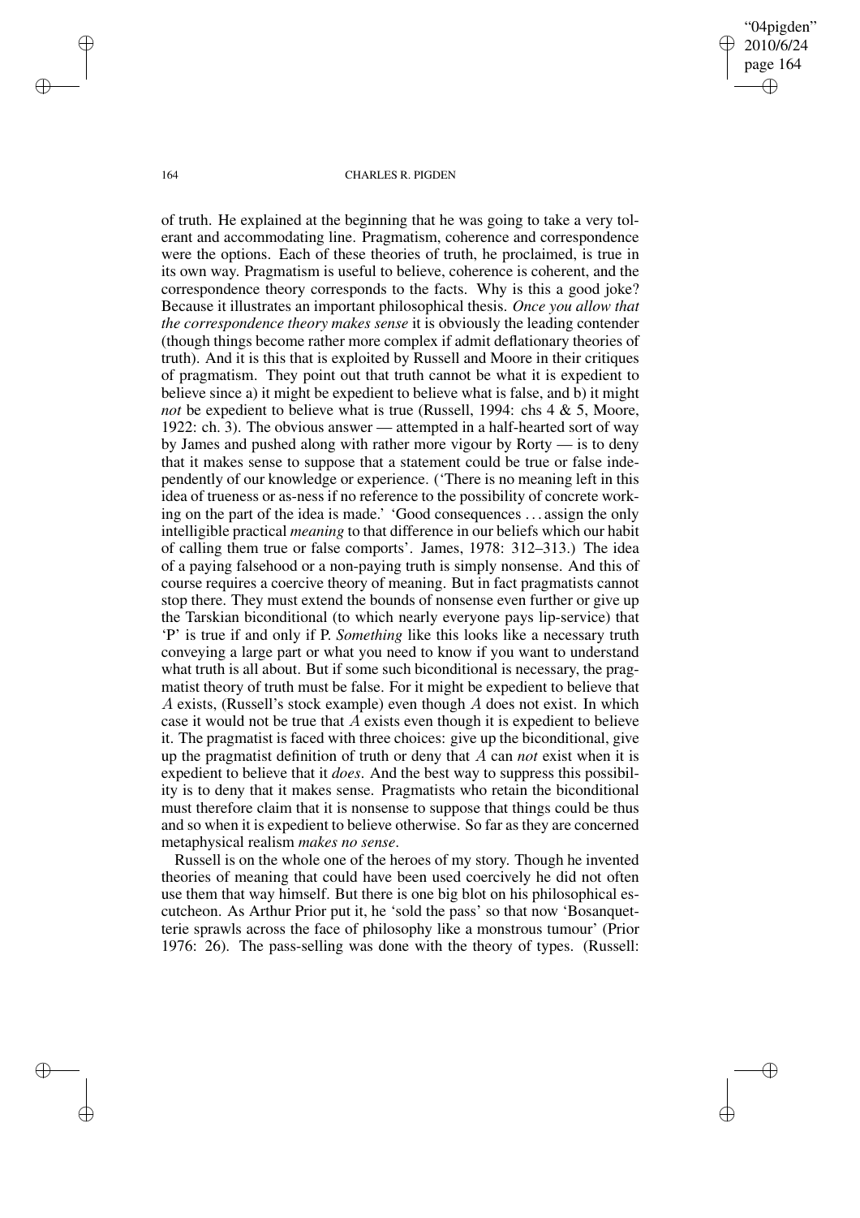of truth. He explained at the beginning that he was going to take a very tolerant and accommodating line. Pragmatism, coherence and correspondence were the options. Each of these theories of truth, he proclaimed, is true in its own way. Pragmatism is useful to believe, coherence is coherent, and the correspondence theory corresponds to the facts. Why is this a good joke? Because it illustrates an important philosophical thesis. *Once you allow that the correspondence theory makes sense* it is obviously the leading contender (though things become rather more complex if admit deflationary theories of truth). And it is this that is exploited by Russell and Moore in their critiques of pragmatism. They point out that truth cannot be what it is expedient to believe since a) it might be expedient to believe what is false, and b) it might *not* be expedient to believe what is true (Russell, 1994: chs 4 & 5, Moore, 1922: ch. 3). The obvious answer — attempted in a half-hearted sort of way by James and pushed along with rather more vigour by Rorty — is to deny that it makes sense to suppose that a statement could be true or false independently of our knowledge or experience. ('There is no meaning left in this idea of trueness or as-ness if no reference to the possibility of concrete working on the part of the idea is made.' 'Good consequences ... assign the only intelligible practical *meaning* to that difference in our beliefs which our habit of calling them true or false comports'. James, 1978: 312–313.) The idea of a paying falsehood or a non-paying truth is simply nonsense. And this of course requires a coercive theory of meaning. But in fact pragmatists cannot stop there. They must extend the bounds of nonsense even further or give up the Tarskian biconditional (to which nearly everyone pays lip-service) that 'P' is true if and only if P. *Something* like this looks like a necessary truth conveying a large part or what you need to know if you want to understand what truth is all about. But if some such biconditional is necessary, the pragmatist theory of truth must be false. For it might be expedient to believe that $A$ exists, (Russell's stock example) even though $A$ does not exist. In which case it would not be true that $A$ exists even though it is expedient to believe it. The pragmatist is faced with three choices: give up the biconditional, give up the pragmatist definition of truth or deny that $A$ can *not* exist when it is expedient to believe that it *does*. And the best way to suppress this possibility is to deny that it makes sense. Pragmatists who retain the biconditional must therefore claim that it is nonsense to suppose that things could be thus and so when it is expedient to believe otherwise. So far as they are concerned metaphysical realism *makes no sense*.

Russell is on the whole one of the heroes of my story. Though he invented theories of meaning that could have been used coercively he did not often use them that way himself. But there is one big blot on his philosophical escutcheon. As Arthur Prior put it, he 'sold the pass' so that now 'Bosanquetterie sprawls across the face of philosophy like a monstrous tumour' (Prior 1976: 26). The pass-selling was done with the theory of types. (Russell: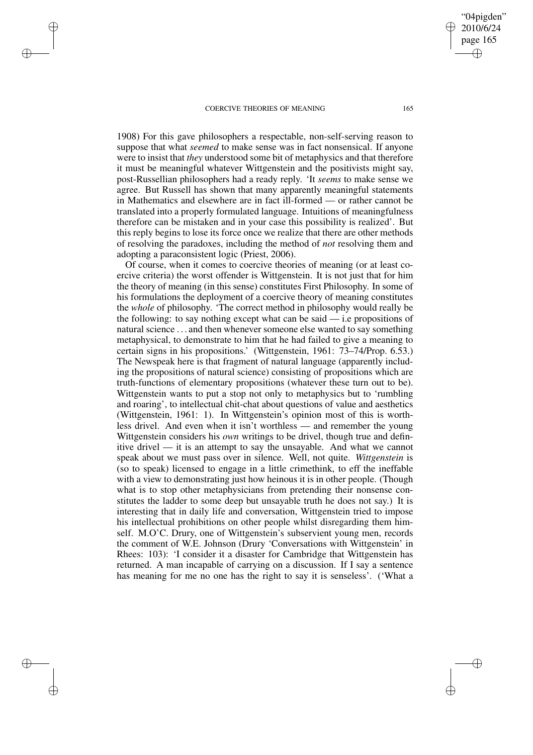1908) For this gave philosophers a respectable, non-self-serving reason to suppose that what *seemed* to make sense was in fact nonsensical. If anyone were to insist that *they* understood some bit of metaphysics and that therefore it must be meaningful whatever Wittgenstein and the positivists might say, post-Russellian philosophers had a ready reply. 'It *seems* to make sense we agree. But Russell has shown that many apparently meaningful statements in Mathematics and elsewhere are in fact ill-formed — or rather cannot be translated into a properly formulated language. Intuitions of meaningfulness therefore can be mistaken and in your case this possibility is realized'. But this reply begins to lose its force once we realize that there are other methods of resolving the paradoxes, including the method of *not* resolving them and adopting a paraconsistent logic (Priest, 2006).

Of course, when it comes to coercive theories of meaning (or at least coercive criteria) the worst offender is Wittgenstein. It is not just that for him the theory of meaning (in this sense) constitutes First Philosophy. In some of his formulations the deployment of a coercive theory of meaning constitutes the *whole* of philosophy. 'The correct method in philosophy would really be the following: to say nothing except what can be said — i.e propositions of natural science . . . and then whenever someone else wanted to say something metaphysical, to demonstrate to him that he had failed to give a meaning to certain signs in his propositions.' (Wittgenstein, 1961: 73–74/Prop. 6.53.) The Newspeak here is that fragment of natural language (apparently including the propositions of natural science) consisting of propositions which are truth-functions of elementary propositions (whatever these turn out to be). Wittgenstein wants to put a stop not only to metaphysics but to 'rumbling and roaring', to intellectual chit-chat about questions of value and aesthetics (Wittgenstein, 1961: 1). In Wittgenstein's opinion most of this is worthless drivel. And even when it isn't worthless — and remember the young Wittgenstein considers his *own* writings to be drivel, though true and definitive drivel — it is an attempt to say the unsayable. And what we cannot speak about we must pass over in silence. Well, not quite. *Wittgenstein* is (so to speak) licensed to engage in a little crimethink, to eff the ineffable with a view to demonstrating just how heinous it is in other people. (Though what is to stop other metaphysicians from pretending their nonsense constitutes the ladder to some deep but unsayable truth he does not say.) It is interesting that in daily life and conversation, Wittgenstein tried to impose his intellectual prohibitions on other people whilst disregarding them himself. M.O'C. Drury, one of Wittgenstein's subservient young men, records the comment of W.E. Johnson (Drury 'Conversations with Wittgenstein' in Rhees: 103): 'I consider it a disaster for Cambridge that Wittgenstein has returned. A man incapable of carrying on a discussion. If I say a sentence has meaning for me no one has the right to say it is senseless'. ('What a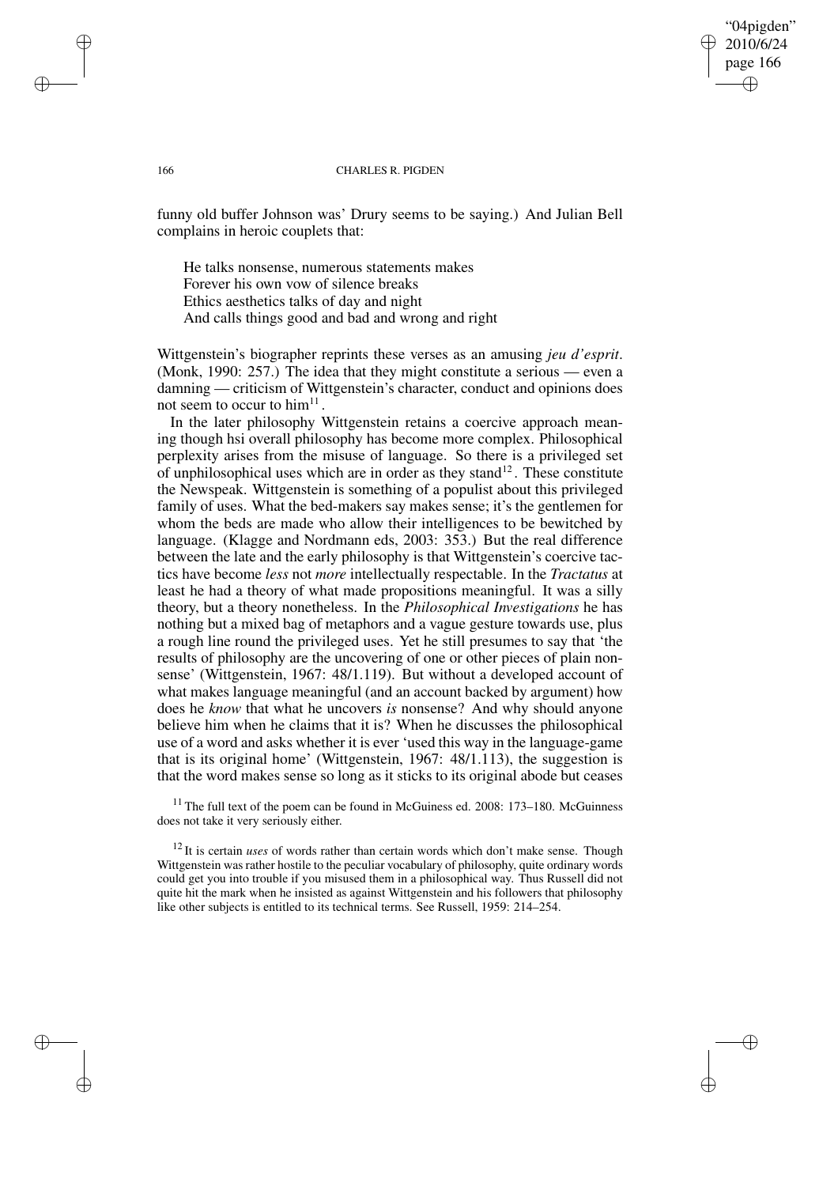funny old buffer Johnson was' Drury seems to be saying.) And Julian Bell complains in heroic couplets that:

> He talks nonsense, numerous statements makes
> Forever his own vow of silence breaks
> Ethics aesthetics talks of day and night
> And calls things good and bad and wrong and right

Wittgenstein's biographer reprints these verses as an amusing *jeu d'esprit*. (Monk, 1990: 257.) The idea that they might constitute a serious — even a damning — criticism of Wittgenstein's character, conduct and opinions does not seem to occur to him[11].

In the later philosophy Wittgenstein retains a coercive approach meaning though hsi overall philosophy has become more complex. Philosophical perplexity arises from the misuse of language. So there is a privileged set of unphilosophical uses which are in order as they stand[12]. These constitute the Newspeak. Wittgenstein is something of a populist about this privileged family of uses. What the bed-makers say makes sense; it's the gentlemen for whom the beds are made who allow their intelligences to be bewitched by language. (Klagge and Nordmann eds, 2003: 353.) But the real difference between the late and the early philosophy is that Wittgenstein's coercive tactics have become *less* not *more* intellectually respectable. In the *Tractatus* at least he had a theory of what made propositions meaningful. It was a silly theory, but a theory nonetheless. In the *Philosophical Investigations* he has nothing but a mixed bag of metaphors and a vague gesture towards use, plus a rough line round the privileged uses. Yet he still presumes to say that 'the results of philosophy are the uncovering of one or other pieces of plain nonsense' (Wittgenstein, 1967: 48/1.119). But without a developed account of what makes language meaningful (and an account backed by argument) how does he *know* that what he uncovers *is* nonsense? And why should anyone believe him when he claims that it is? When he discusses the philosophical use of a word and asks whether it is ever 'used this way in the language-game that is its original home' (Wittgenstein, 1967: 48/1.113), the suggestion is that the word makes sense so long as it sticks to its original abode but ceases

[11] The full text of the poem can be found in McGuiness ed. 2008: 173–180. McGuinness does not take it very seriously either.

[12] It is certain *uses* of words rather than certain words which don't make sense. Though Wittgenstein was rather hostile to the peculiar vocabulary of philosophy, quite ordinary words could get you into trouble if you misused them in a philosophical way. Thus Russell did not quite hit the mark when he insisted as against Wittgenstein and his followers that philosophy like other subjects is entitled to its technical terms. See Russell, 1959: 214–254.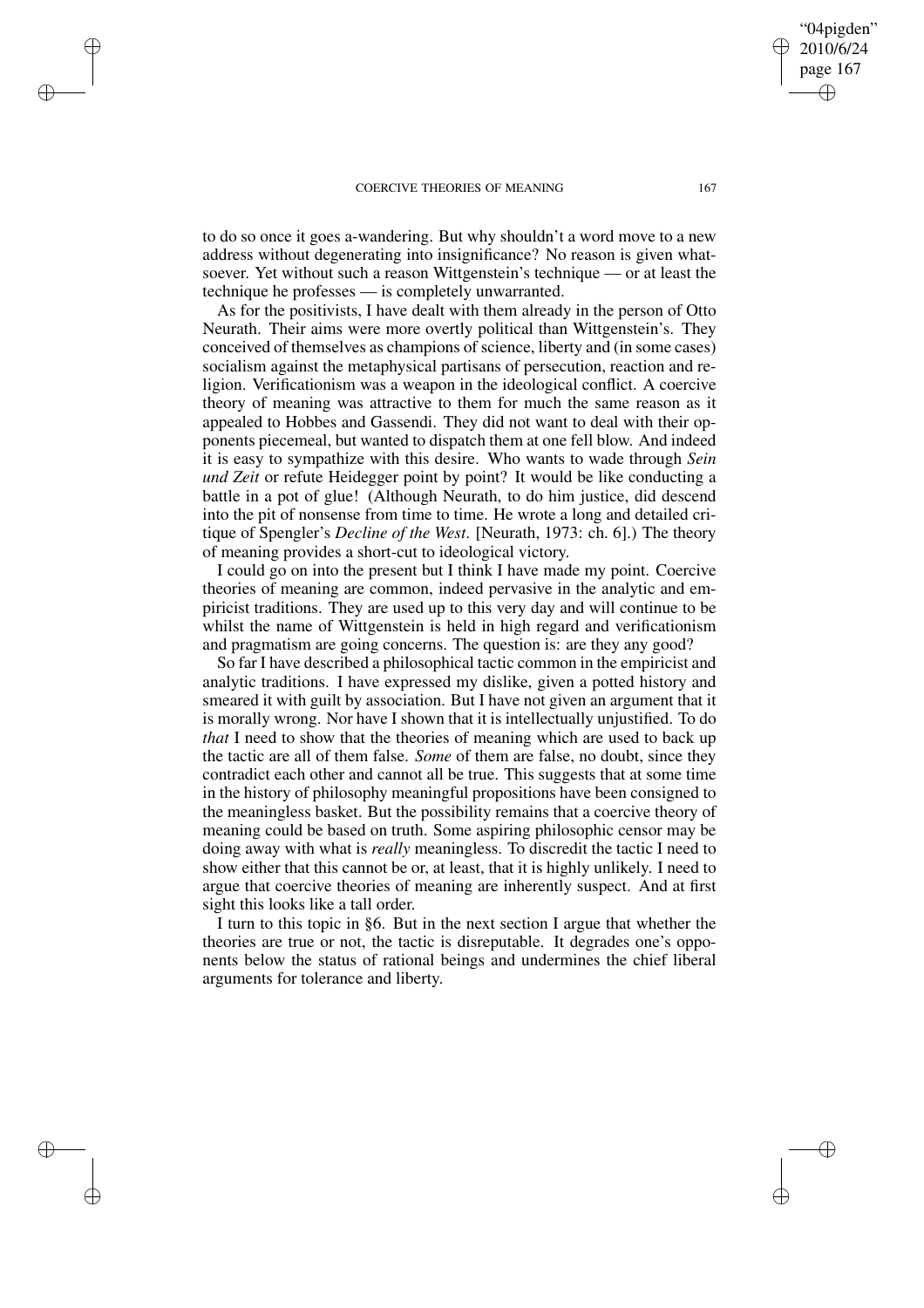to do so once it goes a-wandering. But why shouldn't a word move to a new address without degenerating into insignificance? No reason is given whatsoever. Yet without such a reason Wittgenstein's technique — or at least the technique he professes — is completely unwarranted.

As for the positivists, I have dealt with them already in the person of Otto Neurath. Their aims were more overtly political than Wittgenstein's. They conceived of themselves as champions of science, liberty and (in some cases) socialism against the metaphysical partisans of persecution, reaction and religion. Verificationism was a weapon in the ideological conflict. A coercive theory of meaning was attractive to them for much the same reason as it appealed to Hobbes and Gassendi. They did not want to deal with their opponents piecemeal, but wanted to dispatch them at one fell blow. And indeed it is easy to sympathize with this desire. Who wants to wade through *Sein und Zeit* or refute Heidegger point by point? It would be like conducting a battle in a pot of glue! (Although Neurath, to do him justice, did descend into the pit of nonsense from time to time. He wrote a long and detailed critique of Spengler's *Decline of the West*. [Neurath, 1973: ch. 6].) The theory of meaning provides a short-cut to ideological victory.

I could go on into the present but I think I have made my point. Coercive theories of meaning are common, indeed pervasive in the analytic and empiricist traditions. They are used up to this very day and will continue to be whilst the name of Wittgenstein is held in high regard and verificationism and pragmatism are going concerns. The question is: are they any good?

So far I have described a philosophical tactic common in the empiricist and analytic traditions. I have expressed my dislike, given a potted history and smeared it with guilt by association. But I have not given an argument that it is morally wrong. Nor have I shown that it is intellectually unjustified. To do *that* I need to show that the theories of meaning which are used to back up the tactic are all of them false. *Some* of them are false, no doubt, since they contradict each other and cannot all be true. This suggests that at some time in the history of philosophy meaningful propositions have been consigned to the meaningless basket. But the possibility remains that a coercive theory of meaning could be based on truth. Some aspiring philosophic censor may be doing away with what is *really* meaningless. To discredit the tactic I need to show either that this cannot be or, at least, that it is highly unlikely. I need to argue that coercive theories of meaning are inherently suspect. And at first sight this looks like a tall order.

I turn to this topic in §6. But in the next section I argue that whether the theories are true or not, the tactic is disreputable. It degrades one's opponents below the status of rational beings and undermines the chief liberal arguments for tolerance and liberty.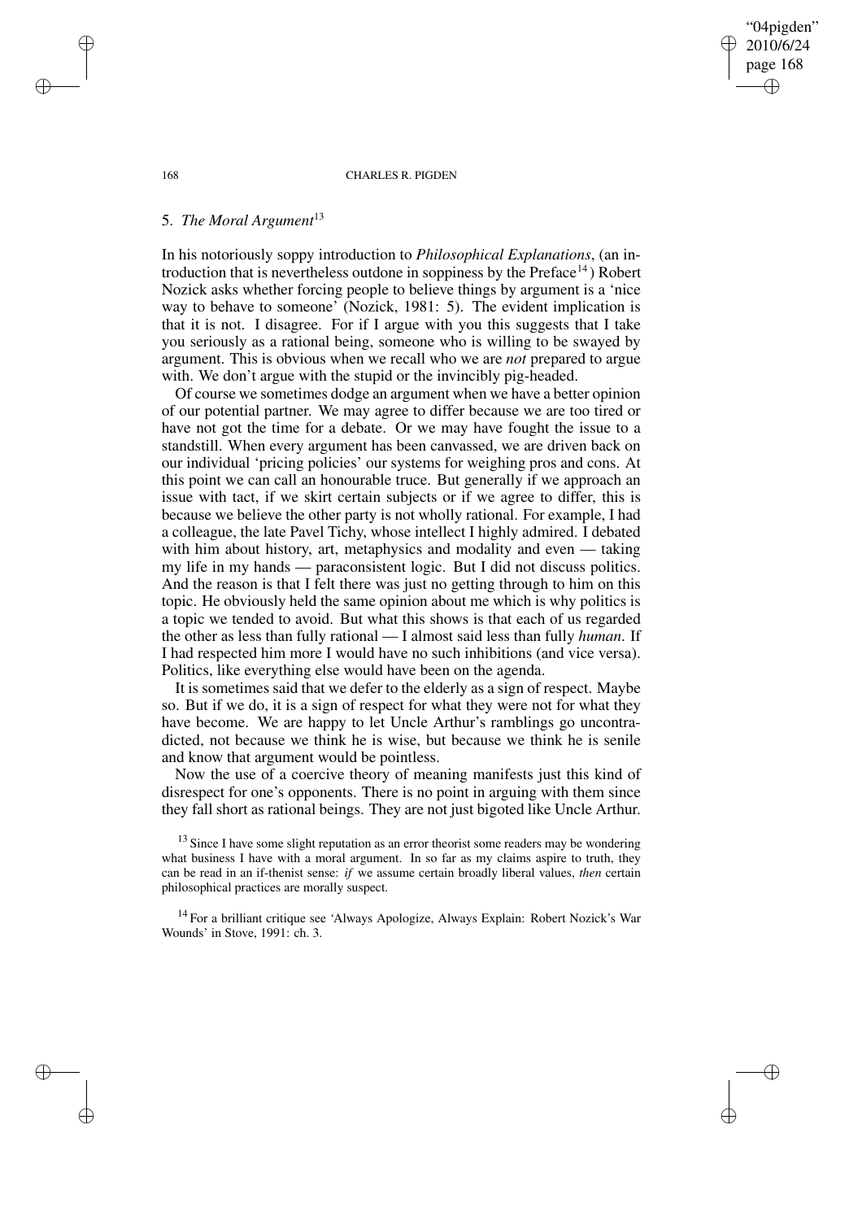## 5. *The Moral Argument*[13]

In his notoriously soppy introduction to *Philosophical Explanations*, (an introduction that is nevertheless outdone in soppiness by the Preface[14]) Robert Nozick asks whether forcing people to believe things by argument is a 'nice way to behave to someone' (Nozick, 1981: 5). The evident implication is that it is not. I disagree. For if I argue with you this suggests that I take you seriously as a rational being, someone who is willing to be swayed by argument. This is obvious when we recall who we are *not* prepared to argue with. We don't argue with the stupid or the invincibly pig-headed.

Of course we sometimes dodge an argument when we have a better opinion of our potential partner. We may agree to differ because we are too tired or have not got the time for a debate. Or we may have fought the issue to a standstill. When every argument has been canvassed, we are driven back on our individual 'pricing policies' our systems for weighing pros and cons. At this point we can call an honourable truce. But generally if we approach an issue with tact, if we skirt certain subjects or if we agree to differ, this is because we believe the other party is not wholly rational. For example, I had a colleague, the late Pavel Tichy, whose intellect I highly admired. I debated with him about history, art, metaphysics and modality and even — taking my life in my hands — paraconsistent logic. But I did not discuss politics. And the reason is that I felt there was just no getting through to him on this topic. He obviously held the same opinion about me which is why politics is a topic we tended to avoid. But what this shows is that each of us regarded the other as less than fully rational — I almost said less than fully *human*. If I had respected him more I would have no such inhibitions (and vice versa). Politics, like everything else would have been on the agenda.

It is sometimes said that we defer to the elderly as a sign of respect. Maybe so. But if we do, it is a sign of respect for what they were not for what they have become. We are happy to let Uncle Arthur's ramblings go uncontradicted, not because we think he is wise, but because we think he is senile and know that argument would be pointless.

Now the use of a coercive theory of meaning manifests just this kind of disrespect for one's opponents. There is no point in arguing with them since they fall short as rational beings. They are not just bigoted like Uncle Arthur.

[13] Since I have some slight reputation as an error theorist some readers may be wondering what business I have with a moral argument. In so far as my claims aspire to truth, they can be read in an if-thenist sense: *if* we assume certain broadly liberal values, *then* certain philosophical practices are morally suspect.

[14] For a brilliant critique see 'Always Apologize, Always Explain: Robert Nozick's War Wounds' in Stove, 1991: ch. 3.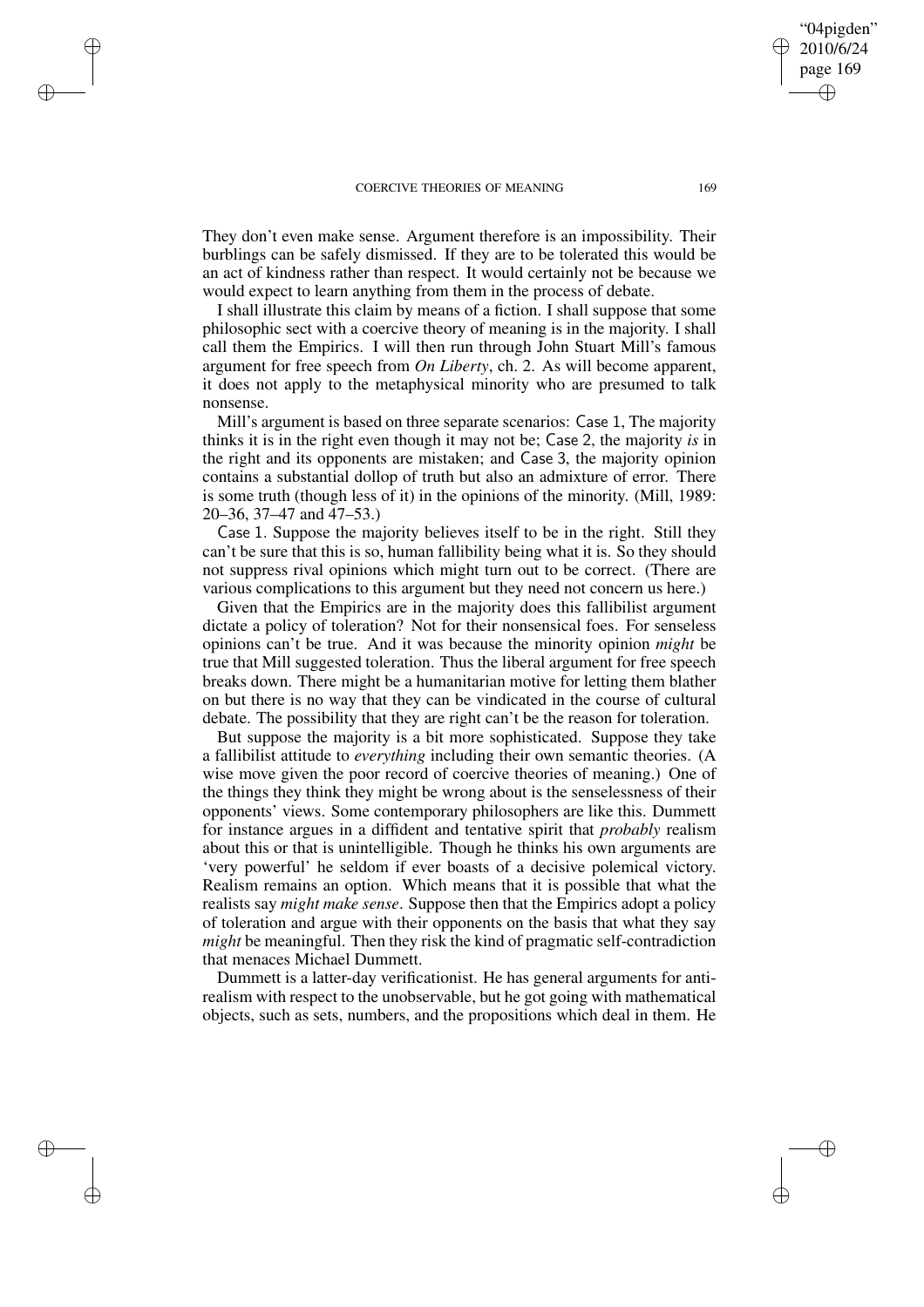They don't even make sense. Argument therefore is an impossibility. Their burblings can be safely dismissed. If they are to be tolerated this would be an act of kindness rather than respect. It would certainly not be because we would expect to learn anything from them in the process of debate.

I shall illustrate this claim by means of a fiction. I shall suppose that some philosophic sect with a coercive theory of meaning is in the majority. I shall call them the Empirics. I will then run through John Stuart Mill's famous argument for free speech from *On Liberty*, ch. 2. As will become apparent, it does not apply to the metaphysical minority who are presumed to talk nonsense.

Mill's argument is based on three separate scenarios: Case 1, The majority thinks it is in the right even though it may not be; Case 2, the majority *is* in the right and its opponents are mistaken; and Case 3, the majority opinion contains a substantial dollop of truth but also an admixture of error. There is some truth (though less of it) in the opinions of the minority. (Mill, 1989: 20–36, 37–47 and 47–53.)

Case 1. Suppose the majority believes itself to be in the right. Still they can't be sure that this is so, human fallibility being what it is. So they should not suppress rival opinions which might turn out to be correct. (There are various complications to this argument but they need not concern us here.)

Given that the Empirics are in the majority does this fallibilist argument dictate a policy of toleration? Not for their nonsensical foes. For senseless opinions can't be true. And it was because the minority opinion *might* be true that Mill suggested toleration. Thus the liberal argument for free speech breaks down. There might be a humanitarian motive for letting them blather on but there is no way that they can be vindicated in the course of cultural debate. The possibility that they are right can't be the reason for toleration.

But suppose the majority is a bit more sophisticated. Suppose they take a fallibilist attitude to *everything* including their own semantic theories. (A wise move given the poor record of coercive theories of meaning.) One of the things they think they might be wrong about is the senselessness of their opponents' views. Some contemporary philosophers are like this. Dummett for instance argues in a diffident and tentative spirit that *probably* realism about this or that is unintelligible. Though he thinks his own arguments are 'very powerful' he seldom if ever boasts of a decisive polemical victory. Realism remains an option. Which means that it is possible that what the realists say *might make sense*. Suppose then that the Empirics adopt a policy of toleration and argue with their opponents on the basis that what they say *might* be meaningful. Then they risk the kind of pragmatic self-contradiction that menaces Michael Dummett.

Dummett is a latter-day verificationist. He has general arguments for anti-realism with respect to the unobservable, but he got going with mathematical objects, such as sets, numbers, and the propositions which deal in them. He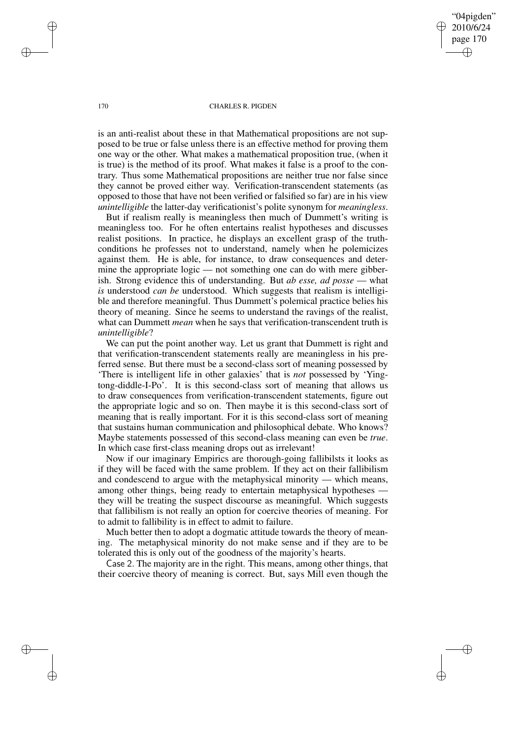is an anti-realist about these in that Mathematical propositions are not supposed to be true or false unless there is an effective method for proving them one way or the other. What makes a mathematical proposition true, (when it is true) is the method of its proof. What makes it false is a proof to the contrary. Thus some Mathematical propositions are neither true nor false since they cannot be proved either way. Verification-transcendent statements (as opposed to those that have not been verified or falsified so far) are in his view *unintelligible* the latter-day verificationist's polite synonym for *meaningless*.

But if realism really is meaningless then much of Dummett's writing is meaningless too. For he often entertains realist hypotheses and discusses realist positions. In practice, he displays an excellent grasp of the truth-conditions he professes not to understand, namely when he polemicizes against them. He is able, for instance, to draw consequences and determine the appropriate logic — not something one can do with mere gibberish. Strong evidence this of understanding. But *ab esse, ad posse* — what *is* understood *can be* understood. Which suggests that realism is intelligible and therefore meaningful. Thus Dummett's polemical practice belies his theory of meaning. Since he seems to understand the ravings of the realist, what can Dummett *mean* when he says that verification-transcendent truth is *unintelligible*?

We can put the point another way. Let us grant that Dummett is right and that verification-transcendent statements really are meaningless in his preferred sense. But there must be a second-class sort of meaning possessed by 'There is intelligent life in other galaxies' that is *not* possessed by 'Ying-tong-diddle-I-Po'. It is this second-class sort of meaning that allows us to draw consequences from verification-transcendent statements, figure out the appropriate logic and so on. Then maybe it is this second-class sort of meaning that is really important. For it is this second-class sort of meaning that sustains human communication and philosophical debate. Who knows? Maybe statements possessed of this second-class meaning can even be *true*. In which case first-class meaning drops out as irrelevant!

Now if our imaginary Empirics are thorough-going fallibilsts it looks as if they will be faced with the same problem. If they act on their fallibilism and condescend to argue with the metaphysical minority — which means, among other things, being ready to entertain metaphysical hypotheses — they will be treating the suspect discourse as meaningful. Which suggests that fallibilism is not really an option for coercive theories of meaning. For to admit to fallibility is in effect to admit to failure.

Much better then to adopt a dogmatic attitude towards the theory of meaning. The metaphysical minority do not make sense and if they are to be tolerated this is only out of the goodness of the majority's hearts.

Case 2. The majority are in the right. This means, among other things, that their coercive theory of meaning is correct. But, says Mill even though the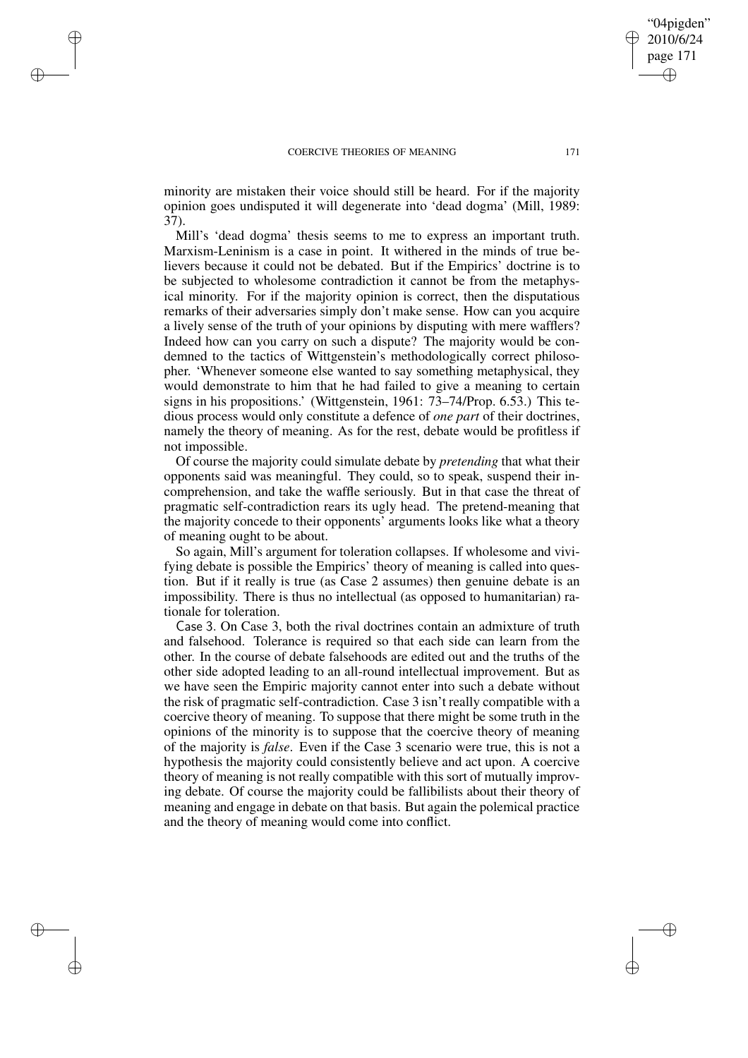minority are mistaken their voice should still be heard. For if the majority opinion goes undisputed it will degenerate into 'dead dogma' (Mill, 1989: 37).

Mill's 'dead dogma' thesis seems to me to express an important truth. Marxism-Leninism is a case in point. It withered in the minds of true believers because it could not be debated. But if the Empirics' doctrine is to be subjected to wholesome contradiction it cannot be from the metaphysical minority. For if the majority opinion is correct, then the disputatious remarks of their adversaries simply don't make sense. How can you acquire a lively sense of the truth of your opinions by disputing with mere wafflers? Indeed how can you carry on such a dispute? The majority would be condemned to the tactics of Wittgenstein's methodologically correct philosopher. 'Whenever someone else wanted to say something metaphysical, they would demonstrate to him that he had failed to give a meaning to certain signs in his propositions.' (Wittgenstein, 1961: 73–74/Prop. 6.53.) This tedious process would only constitute a defence of *one part* of their doctrines, namely the theory of meaning. As for the rest, debate would be profitless if not impossible.

Of course the majority could simulate debate by *pretending* that what their opponents said was meaningful. They could, so to speak, suspend their incomprehension, and take the waffle seriously. But in that case the threat of pragmatic self-contradiction rears its ugly head. The pretend-meaning that the majority concede to their opponents' arguments looks like what a theory of meaning ought to be about.

So again, Mill's argument for toleration collapses. If wholesome and vivifying debate is possible the Empirics' theory of meaning is called into question. But if it really is true (as Case 2 assumes) then genuine debate is an impossibility. There is thus no intellectual (as opposed to humanitarian) rationale for toleration.

Case 3. On Case 3, both the rival doctrines contain an admixture of truth and falsehood. Tolerance is required so that each side can learn from the other. In the course of debate falsehoods are edited out and the truths of the other side adopted leading to an all-round intellectual improvement. But as we have seen the Empiric majority cannot enter into such a debate without the risk of pragmatic self-contradiction. Case 3 isn't really compatible with a coercive theory of meaning. To suppose that there might be some truth in the opinions of the minority is to suppose that the coercive theory of meaning of the majority is *false*. Even if the Case 3 scenario were true, this is not a hypothesis the majority could consistently believe and act upon. A coercive theory of meaning is not really compatible with this sort of mutually improving debate. Of course the majority could be fallibilists about their theory of meaning and engage in debate on that basis. But again the polemical practice and the theory of meaning would come into conflict.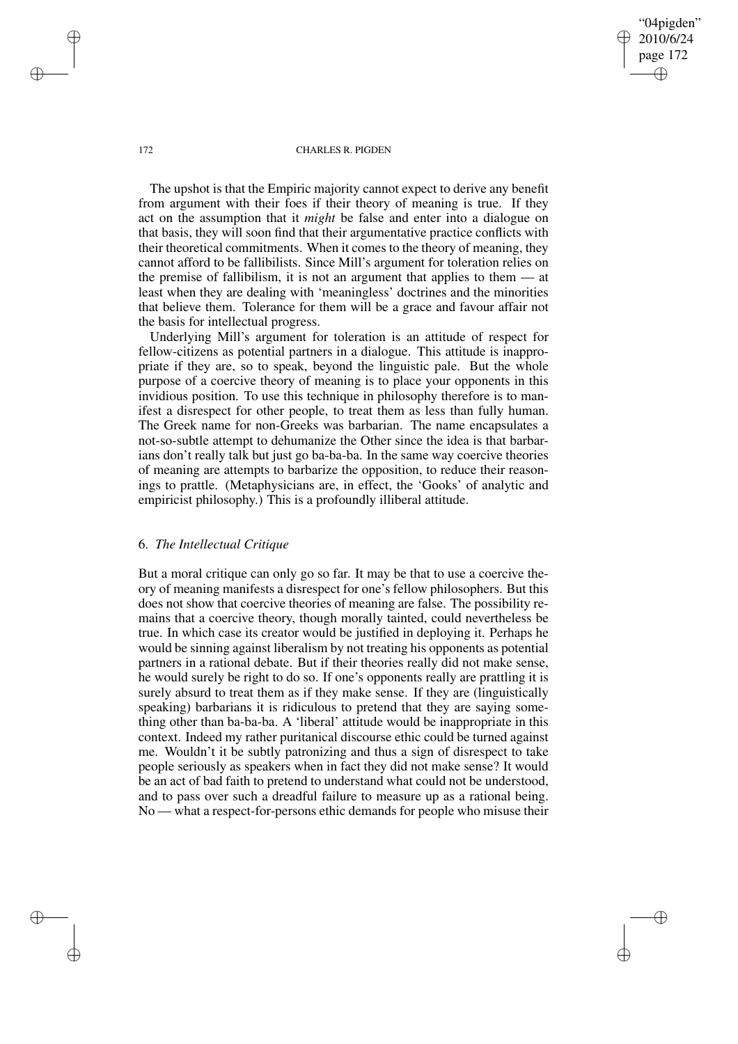The upshot is that the Empiric majority cannot expect to derive any benefit from argument with their foes if their theory of meaning is true. If they act on the assumption that it *might* be false and enter into a dialogue on that basis, they will soon find that their argumentative practice conflicts with their theoretical commitments. When it comes to the theory of meaning, they cannot afford to be fallibilists. Since Mill's argument for toleration relies on the premise of fallibilism, it is not an argument that applies to them — at least when they are dealing with 'meaningless' doctrines and the minorities that believe them. Tolerance for them will be a grace and favour affair not the basis for intellectual progress.

Underlying Mill's argument for toleration is an attitude of respect for fellow-citizens as potential partners in a dialogue. This attitude is inappropriate if they are, so to speak, beyond the linguistic pale. But the whole purpose of a coercive theory of meaning is to place your opponents in this invidious position. To use this technique in philosophy therefore is to manifest a disrespect for other people, to treat them as less than fully human. The Greek name for non-Greeks was barbarian. The name encapsulates a not-so-subtle attempt to dehumanize the Other since the idea is that barbarians don't really talk but just go ba-ba-ba. In the same way coercive theories of meaning are attempts to barbarize the opposition, to reduce their reasonings to prattle. (Metaphysicians are, in effect, the 'Gooks' of analytic and empiricist philosophy.) This is a profoundly illiberal attitude.

## 6. *The Intellectual Critique*

But a moral critique can only go so far. It may be that to use a coercive theory of meaning manifests a disrespect for one's fellow philosophers. But this does not show that coercive theories of meaning are false. The possibility remains that a coercive theory, though morally tainted, could nevertheless be true. In which case its creator would be justified in deploying it. Perhaps he would be sinning against liberalism by not treating his opponents as potential partners in a rational debate. But if their theories really did not make sense, he would surely be right to do so. If one's opponents really are prattling it is surely absurd to treat them as if they make sense. If they are (linguistically speaking) barbarians it is ridiculous to pretend that they are saying something other than ba-ba-ba. A 'liberal' attitude would be inappropriate in this context. Indeed my rather puritanical discourse ethic could be turned against me. Wouldn't it be subtly patronizing and thus a sign of disrespect to take people seriously as speakers when in fact they did not make sense? It would be an act of bad faith to pretend to understand what could not be understood, and to pass over such a dreadful failure to measure up as a rational being. No — what a respect-for-persons ethic demands for people who misuse their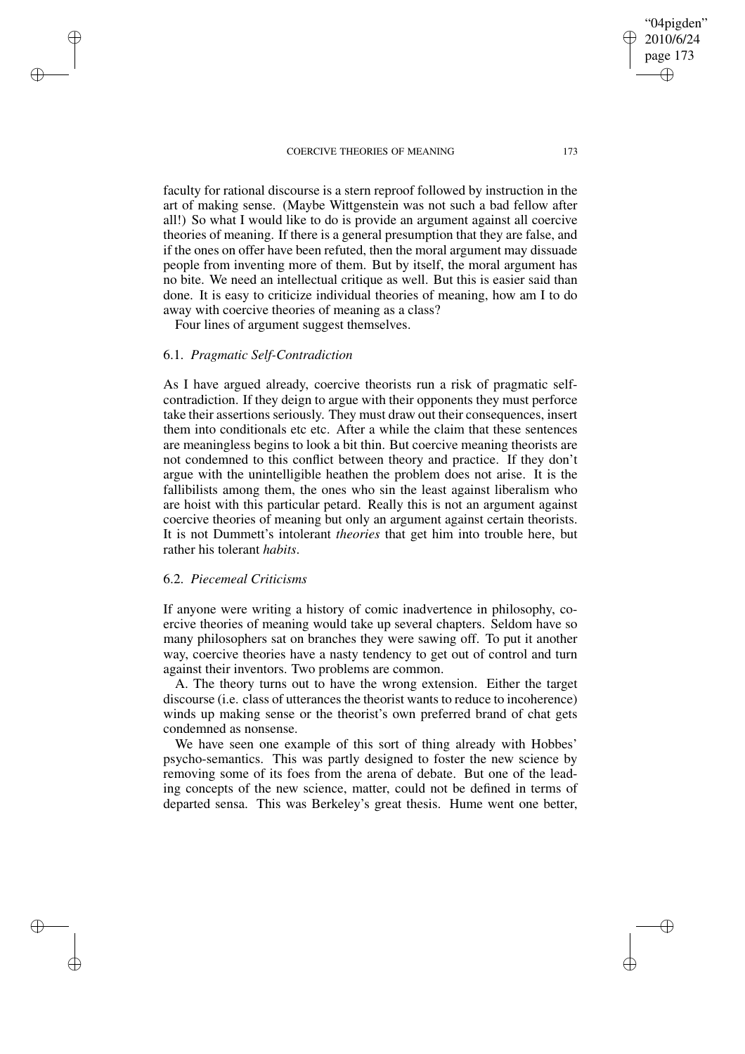faculty for rational discourse is a stern reproof followed by instruction in the art of making sense. (Maybe Wittgenstein was not such a bad fellow after all!) So what I would like to do is provide an argument against all coercive theories of meaning. If there is a general presumption that they are false, and if the ones on offer have been refuted, then the moral argument may dissuade people from inventing more of them. But by itself, the moral argument has no bite. We need an intellectual critique as well. But this is easier said than done. It is easy to criticize individual theories of meaning, how am I to do away with coercive theories of meaning as a class?

Four lines of argument suggest themselves.

### 6.1. *Pragmatic Self-Contradiction*

As I have argued already, coercive theorists run a risk of pragmatic self-contradiction. If they deign to argue with their opponents they must perforce take their assertions seriously. They must draw out their consequences, insert them into conditionals etc etc. After a while the claim that these sentences are meaningless begins to look a bit thin. But coercive meaning theorists are not condemned to this conflict between theory and practice. If they don't argue with the unintelligible heathen the problem does not arise. It is the fallibilists among them, the ones who sin the least against liberalism who are hoist with this particular petard. Really this is not an argument against coercive theories of meaning but only an argument against certain theorists. It is not Dummett's intolerant *theories* that get him into trouble here, but rather his tolerant *habits*.

### 6.2. *Piecemeal Criticisms*

If anyone were writing a history of comic inadvertence in philosophy, coercive theories of meaning would take up several chapters. Seldom have so many philosophers sat on branches they were sawing off. To put it another way, coercive theories have a nasty tendency to get out of control and turn against their inventors. Two problems are common.

A. The theory turns out to have the wrong extension. Either the target discourse (i.e. class of utterances the theorist wants to reduce to incoherence) winds up making sense or the theorist's own preferred brand of chat gets condemned as nonsense.

We have seen one example of this sort of thing already with Hobbes' psycho-semantics. This was partly designed to foster the new science by removing some of its foes from the arena of debate. But one of the leading concepts of the new science, matter, could not be defined in terms of departed sensa. This was Berkeley's great thesis. Hume went one better,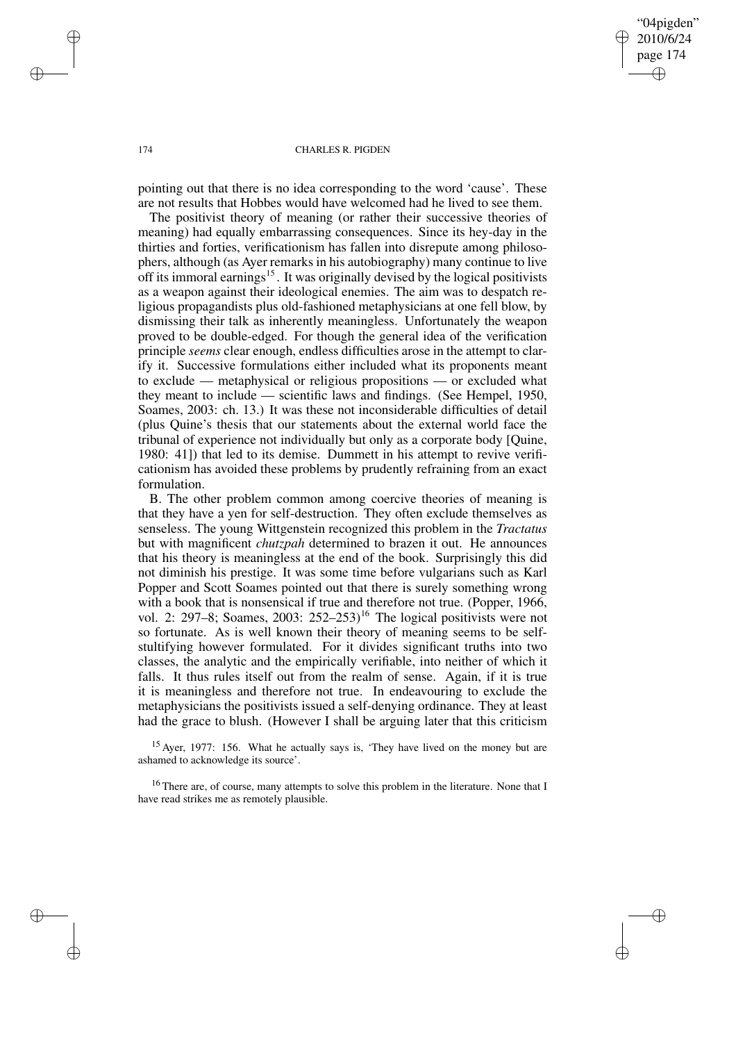pointing out that there is no idea corresponding to the word 'cause'. These are not results that Hobbes would have welcomed had he lived to see them.

The positivist theory of meaning (or rather their successive theories of meaning) had equally embarrassing consequences. Since its hey-day in the thirties and forties, verificationism has fallen into disrepute among philosophers, although (as Ayer remarks in his autobiography) many continue to live off its immoral earnings[15]. It was originally devised by the logical positivists as a weapon against their ideological enemies. The aim was to despatch religious propagandists plus old-fashioned metaphysicians at one fell blow, by dismissing their talk as inherently meaningless. Unfortunately the weapon proved to be double-edged. For though the general idea of the verification principle *seems* clear enough, endless difficulties arose in the attempt to clarify it. Successive formulations either included what its proponents meant to exclude — metaphysical or religious propositions — or excluded what they meant to include — scientific laws and findings. (See Hempel, 1950, Soames, 2003: ch. 13.) It was these not inconsiderable difficulties of detail (plus Quine's thesis that our statements about the external world face the tribunal of experience not individually but only as a corporate body [Quine, 1980: 41]) that led to its demise. Dummett in his attempt to revive verificationism has avoided these problems by prudently refraining from an exact formulation.

B. The other problem common among coercive theories of meaning is that they have a yen for self-destruction. They often exclude themselves as senseless. The young Wittgenstein recognized this problem in the *Tractatus* but with magnificent *chutzpah* determined to brazen it out. He announces that his theory is meaningless at the end of the book. Surprisingly this did not diminish his prestige. It was some time before vulgarians such as Karl Popper and Scott Soames pointed out that there is surely something wrong with a book that is nonsensical if true and therefore not true. (Popper, 1966, vol. 2: 297–8; Soames, 2003: 252–253)[16] The logical positivists were not so fortunate. As is well known their theory of meaning seems to be self-stultifying however formulated. For it divides significant truths into two classes, the analytic and the empirically verifiable, into neither of which it falls. It thus rules itself out from the realm of sense. Again, if it is true it is meaningless and therefore not true. In endeavouring to exclude the metaphysicians the positivists issued a self-denying ordinance. They at least had the grace to blush. (However I shall be arguing later that this criticism

[15] Ayer, 1977: 156. What he actually says is, 'They have lived on the money but are ashamed to acknowledge its source'.

[16] There are, of course, many attempts to solve this problem in the literature. None that I have read strikes me as remotely plausible.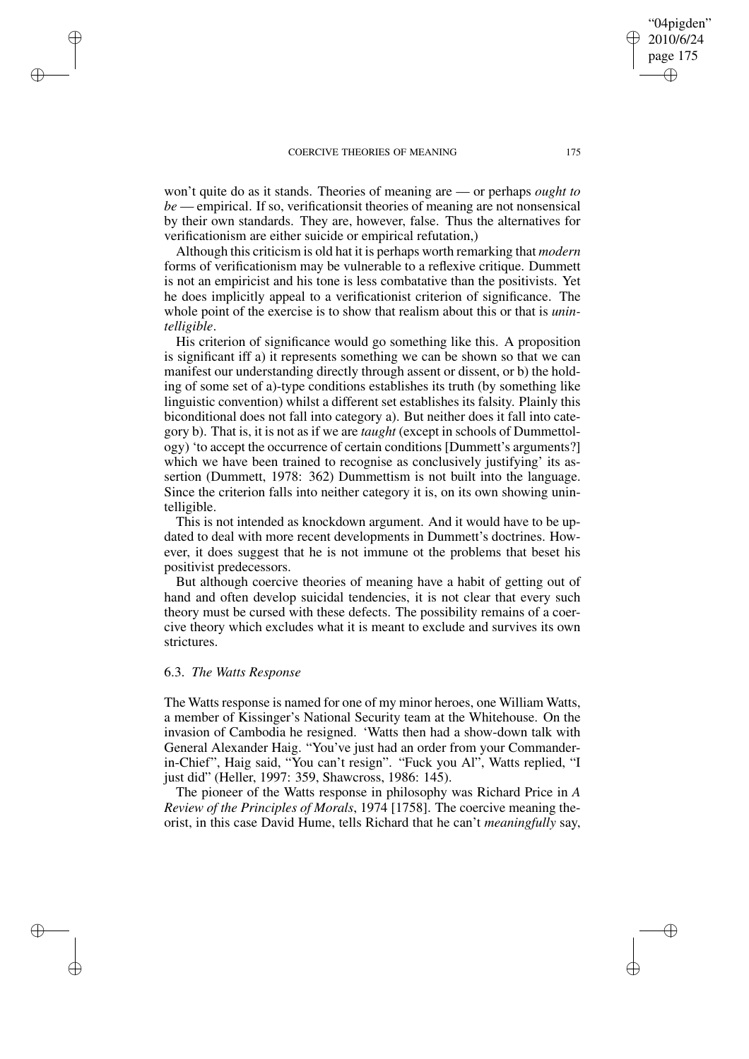won't quite do as it stands. Theories of meaning are — or perhaps *ought to be* — empirical. If so, verificationsit theories of meaning are not nonsensical by their own standards. They are, however, false. Thus the alternatives for verificationism are either suicide or empirical refutation,)

Although this criticism is old hat it is perhaps worth remarking that *modern* forms of verificationism may be vulnerable to a reflexive critique. Dummett is not an empiricist and his tone is less combatative than the positivists. Yet he does implicitly appeal to a verificationist criterion of significance. The whole point of the exercise is to show that realism about this or that is *unintelligible*.

His criterion of significance would go something like this. A proposition is significant iff a) it represents something we can be shown so that we can manifest our understanding directly through assent or dissent, or b) the holding of some set of a)-type conditions establishes its truth (by something like linguistic convention) whilst a different set establishes its falsity. Plainly this biconditional does not fall into category a). But neither does it fall into category b). That is, it is not as if we are *taught* (except in schools of Dummettology) 'to accept the occurrence of certain conditions [Dummett's arguments?] which we have been trained to recognise as conclusively justifying' its assertion (Dummett, 1978: 362) Dummettism is not built into the language. Since the criterion falls into neither category it is, on its own showing unintelligible.

This is not intended as knockdown argument. And it would have to be updated to deal with more recent developments in Dummett's doctrines. However, it does suggest that he is not immune ot the problems that beset his positivist predecessors.

But although coercive theories of meaning have a habit of getting out of hand and often develop suicidal tendencies, it is not clear that every such theory must be cursed with these defects. The possibility remains of a coercive theory which excludes what it is meant to exclude and survives its own strictures.

### 6.3. *The Watts Response*

The Watts response is named for one of my minor heroes, one William Watts, a member of Kissinger's National Security team at the Whitehouse. On the invasion of Cambodia he resigned. 'Watts then had a show-down talk with General Alexander Haig. "You've just had an order from your Commander-in-Chief", Haig said, "You can't resign". "Fuck you Al", Watts replied, "I just did" (Heller, 1997: 359, Shawcross, 1986: 145).

The pioneer of the Watts response in philosophy was Richard Price in *A Review of the Principles of Morals*, 1974 [1758]. The coercive meaning theorist, in this case David Hume, tells Richard that he can't *meaningfully* say,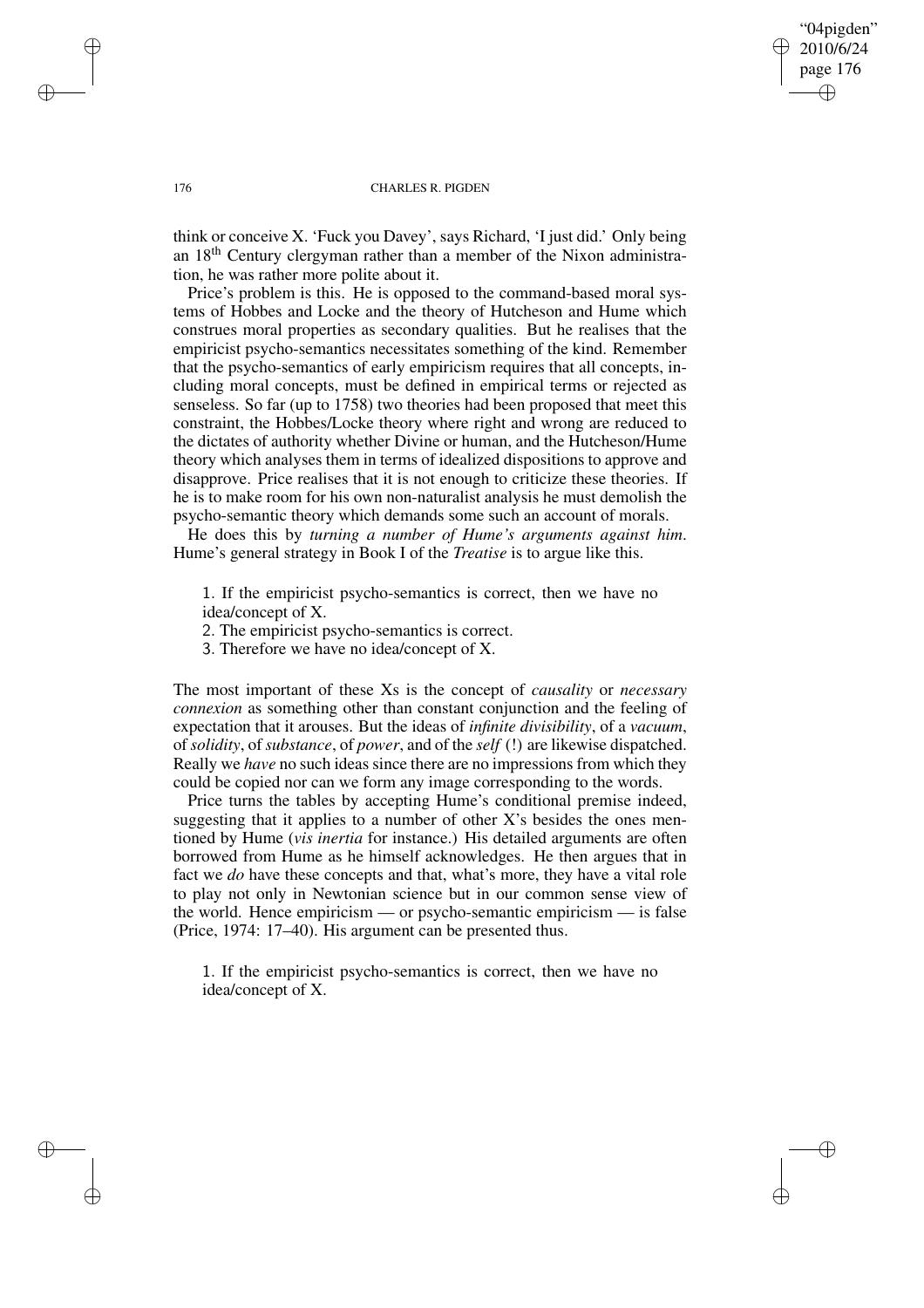think or conceive X. 'Fuck you Davey', says Richard, 'I just did.' Only being an 18th Century clergyman rather than a member of the Nixon administration, he was rather more polite about it.

Price's problem is this. He is opposed to the command-based moral systems of Hobbes and Locke and the theory of Hutcheson and Hume which construes moral properties as secondary qualities. But he realises that the empiricist psycho-semantics necessitates something of the kind. Remember that the psycho-semantics of early empiricism requires that all concepts, including moral concepts, must be defined in empirical terms or rejected as senseless. So far (up to 1758) two theories had been proposed that meet this constraint, the Hobbes/Locke theory where right and wrong are reduced to the dictates of authority whether Divine or human, and the Hutcheson/Hume theory which analyses them in terms of idealized dispositions to approve and disapprove. Price realises that it is not enough to criticize these theories. If he is to make room for his own non-naturalist analysis he must demolish the psycho-semantic theory which demands some such an account of morals.

He does this by *turning a number of Hume's arguments against him*. Hume's general strategy in Book I of the *Treatise* is to argue like this.

1. If the empiricist psycho-semantics is correct, then we have no idea/concept of X.
2. The empiricist psycho-semantics is correct.
3. Therefore we have no idea/concept of X.

The most important of these Xs is the concept of *causality* or *necessary connexion* as something other than constant conjunction and the feeling of expectation that it arouses. But the ideas of *infinite divisibility*, of a *vacuum*, of *solidity*, of *substance*, of *power*, and of the *self* (!) are likewise dispatched. Really we *have* no such ideas since there are no impressions from which they could be copied nor can we form any image corresponding to the words.

Price turns the tables by accepting Hume's conditional premise indeed, suggesting that it applies to a number of other X's besides the ones mentioned by Hume (*vis inertia* for instance.) His detailed arguments are often borrowed from Hume as he himself acknowledges. He then argues that in fact we *do* have these concepts and that, what's more, they have a vital role to play not only in Newtonian science but in our common sense view of the world. Hence empiricism — or psycho-semantic empiricism — is false (Price, 1974: 17–40). His argument can be presented thus.

1. If the empiricist psycho-semantics is correct, then we have no idea/concept of X.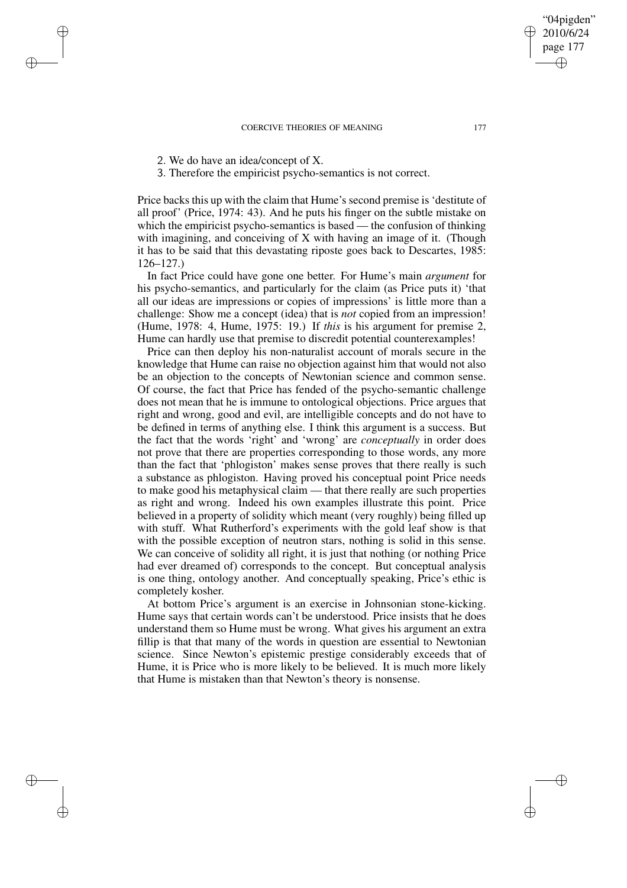2. We do have an idea/concept of X.
3. Therefore the empiricist psycho-semantics is not correct.

Price backs this up with the claim that Hume's second premise is 'destitute of all proof' (Price, 1974: 43). And he puts his finger on the subtle mistake on which the empiricist psycho-semantics is based — the confusion of thinking with imagining, and conceiving of X with having an image of it. (Though it has to be said that this devastating riposte goes back to Descartes, 1985: 126–127.)

In fact Price could have gone one better. For Hume's main *argument* for his psycho-semantics, and particularly for the claim (as Price puts it) 'that all our ideas are impressions or copies of impressions' is little more than a challenge: Show me a concept (idea) that is *not* copied from an impression! (Hume, 1978: 4, Hume, 1975: 19.) If *this* is his argument for premise 2, Hume can hardly use that premise to discredit potential counterexamples!

Price can then deploy his non-naturalist account of morals secure in the knowledge that Hume can raise no objection against him that would not also be an objection to the concepts of Newtonian science and common sense. Of course, the fact that Price has fended of the psycho-semantic challenge does not mean that he is immune to ontological objections. Price argues that right and wrong, good and evil, are intelligible concepts and do not have to be defined in terms of anything else. I think this argument is a success. But the fact that the words 'right' and 'wrong' are *conceptually* in order does not prove that there are properties corresponding to those words, any more than the fact that 'phlogiston' makes sense proves that there really is such a substance as phlogiston. Having proved his conceptual point Price needs to make good his metaphysical claim — that there really are such properties as right and wrong. Indeed his own examples illustrate this point. Price believed in a property of solidity which meant (very roughly) being filled up with stuff. What Rutherford's experiments with the gold leaf show is that with the possible exception of neutron stars, nothing is solid in this sense. We can conceive of solidity all right, it is just that nothing (or nothing Price had ever dreamed of) corresponds to the concept. But conceptual analysis is one thing, ontology another. And conceptually speaking, Price's ethic is completely kosher.

At bottom Price's argument is an exercise in Johnsonian stone-kicking. Hume says that certain words can't be understood. Price insists that he does understand them so Hume must be wrong. What gives his argument an extra fillip is that that many of the words in question are essential to Newtonian science. Since Newton's epistemic prestige considerably exceeds that of Hume, it is Price who is more likely to be believed. It is much more likely that Hume is mistaken than that Newton's theory is nonsense.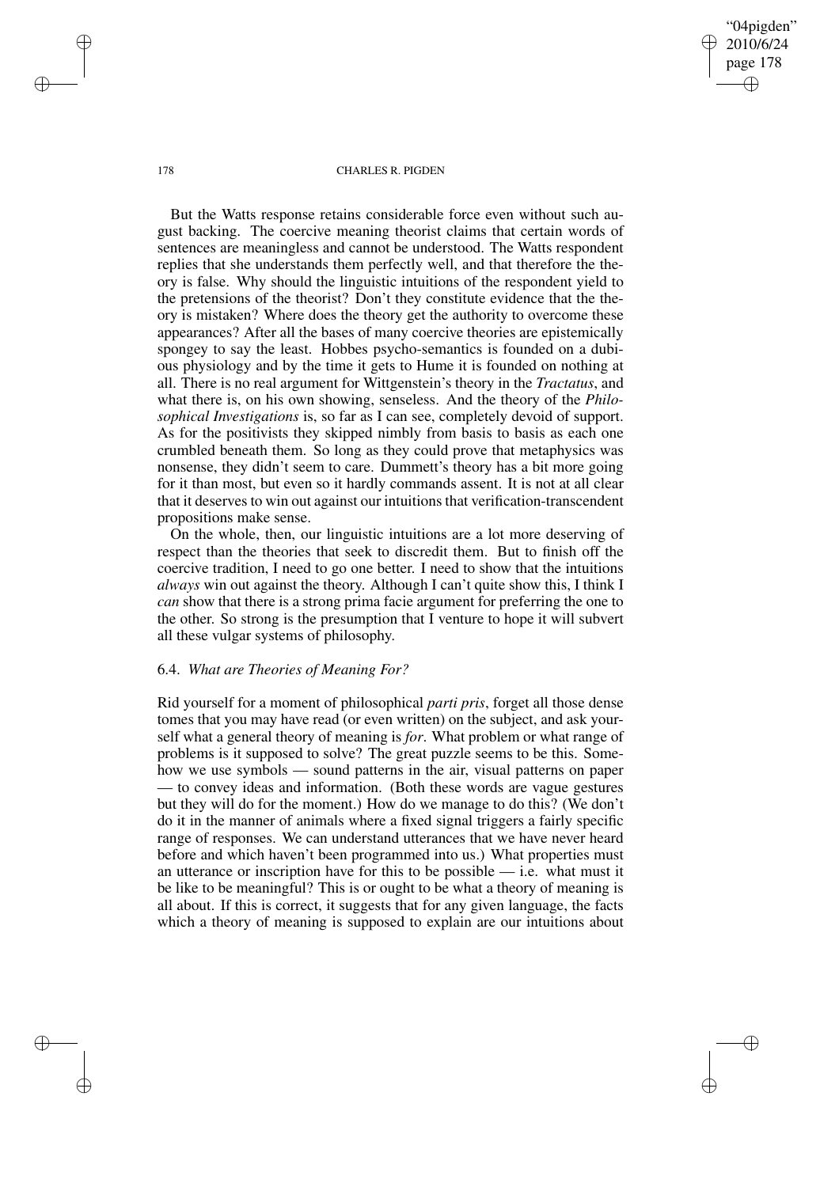But the Watts response retains considerable force even without such august backing. The coercive meaning theorist claims that certain words of sentences are meaningless and cannot be understood. The Watts respondent replies that she understands them perfectly well, and that therefore the theory is false. Why should the linguistic intuitions of the respondent yield to the pretensions of the theorist? Don't they constitute evidence that the theory is mistaken? Where does the theory get the authority to overcome these appearances? After all the bases of many coercive theories are epistemically spongey to say the least. Hobbes psycho-semantics is founded on a dubious physiology and by the time it gets to Hume it is founded on nothing at all. There is no real argument for Wittgenstein's theory in the *Tractatus*, and what there is, on his own showing, senseless. And the theory of the *Philosophical Investigations* is, so far as I can see, completely devoid of support. As for the positivists they skipped nimbly from basis to basis as each one crumbled beneath them. So long as they could prove that metaphysics was nonsense, they didn't seem to care. Dummett's theory has a bit more going for it than most, but even so it hardly commands assent. It is not at all clear that it deserves to win out against our intuitions that verification-transcendent propositions make sense.

On the whole, then, our linguistic intuitions are a lot more deserving of respect than the theories that seek to discredit them. But to finish off the coercive tradition, I need to go one better. I need to show that the intuitions *always* win out against the theory. Although I can't quite show this, I think I *can* show that there is a strong prima facie argument for preferring the one to the other. So strong is the presumption that I venture to hope it will subvert all these vulgar systems of philosophy.

### 6.4. *What are Theories of Meaning For?*

Rid yourself for a moment of philosophical *parti pris*, forget all those dense tomes that you may have read (or even written) on the subject, and ask yourself what a general theory of meaning is *for*. What problem or what range of problems is it supposed to solve? The great puzzle seems to be this. Somehow we use symbols — sound patterns in the air, visual patterns on paper — to convey ideas and information. (Both these words are vague gestures but they will do for the moment.) How do we manage to do this? (We don't do it in the manner of animals where a fixed signal triggers a fairly specific range of responses. We can understand utterances that we have never heard before and which haven't been programmed into us.) What properties must an utterance or inscription have for this to be possible — i.e. what must it be like to be meaningful? This is or ought to be what a theory of meaning is all about. If this is correct, it suggests that for any given language, the facts which a theory of meaning is supposed to explain are our intuitions about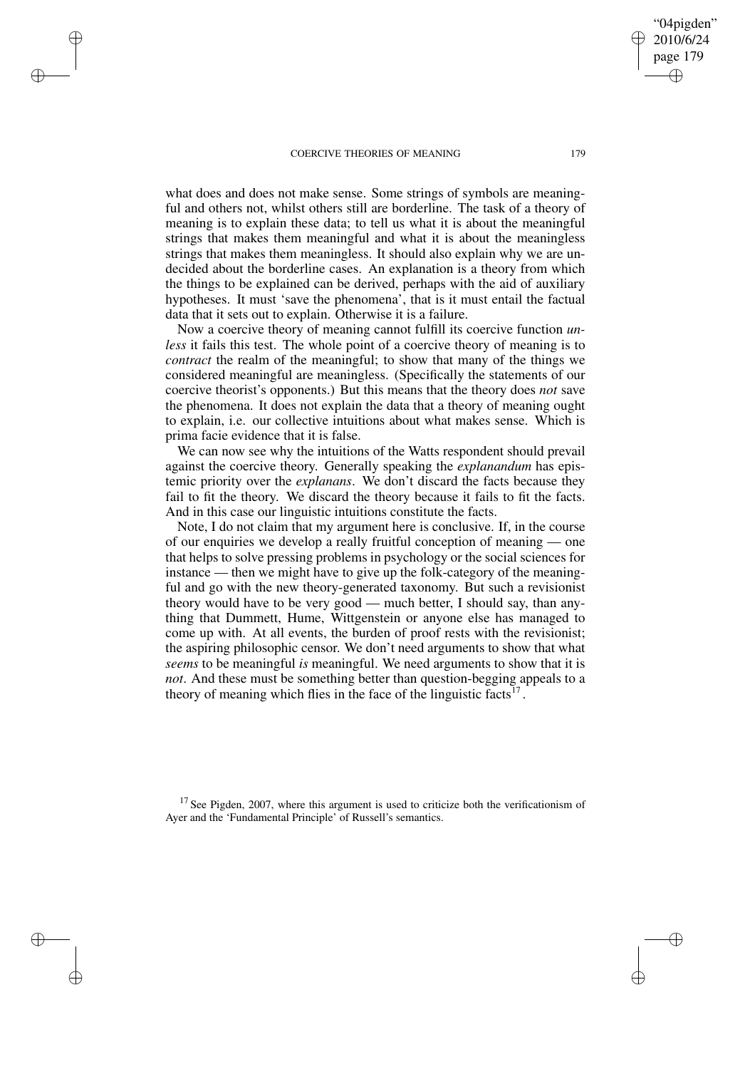what does and does not make sense. Some strings of symbols are meaningful and others not, whilst others still are borderline. The task of a theory of meaning is to explain these data; to tell us what it is about the meaningful strings that makes them meaningful and what it is about the meaningless strings that makes them meaningless. It should also explain why we are undecided about the borderline cases. An explanation is a theory from which the things to be explained can be derived, perhaps with the aid of auxiliary hypotheses. It must 'save the phenomena', that is it must entail the factual data that it sets out to explain. Otherwise it is a failure.

Now a coercive theory of meaning cannot fulfill its coercive function *unless* it fails this test. The whole point of a coercive theory of meaning is to *contract* the realm of the meaningful; to show that many of the things we considered meaningful are meaningless. (Specifically the statements of our coercive theorist's opponents.) But this means that the theory does *not* save the phenomena. It does not explain the data that a theory of meaning ought to explain, i.e. our collective intuitions about what makes sense. Which is prima facie evidence that it is false.

We can now see why the intuitions of the Watts respondent should prevail against the coercive theory. Generally speaking the *explanandum* has epistemic priority over the *explanans*. We don't discard the facts because they fail to fit the theory. We discard the theory because it fails to fit the facts. And in this case our linguistic intuitions constitute the facts.

Note, I do not claim that my argument here is conclusive. If, in the course of our enquiries we develop a really fruitful conception of meaning — one that helps to solve pressing problems in psychology or the social sciences for instance — then we might have to give up the folk-category of the meaningful and go with the new theory-generated taxonomy. But such a revisionist theory would have to be very good — much better, I should say, than anything that Dummett, Hume, Wittgenstein or anyone else has managed to come up with. At all events, the burden of proof rests with the revisionist; the aspiring philosophic censor. We don't need arguments to show that what *seems* to be meaningful *is* meaningful. We need arguments to show that it is *not*. And these must be something better than question-begging appeals to a theory of meaning which flies in the face of the linguistic facts[17].

[17] See Pigden, 2007, where this argument is used to criticize both the verificationism of Ayer and the 'Fundamental Principle' of Russell's semantics.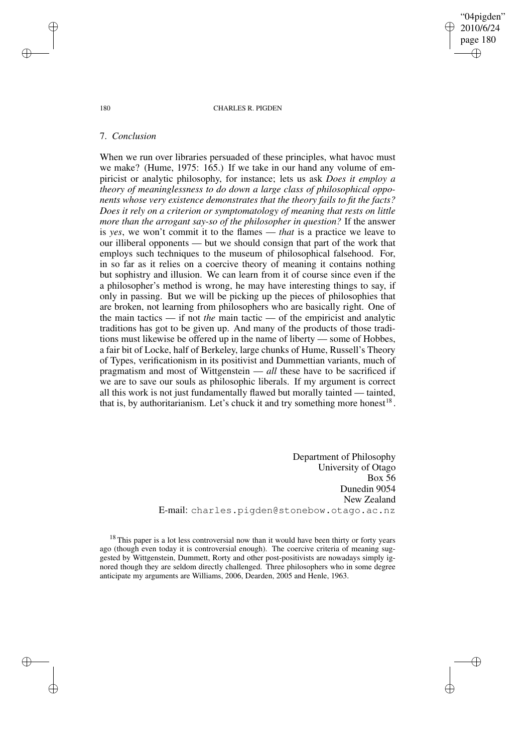## 7. *Conclusion*

When we run over libraries persuaded of these principles, what havoc must we make? (Hume, 1975: 165.) If we take in our hand any volume of empiricist or analytic philosophy, for instance; lets us ask *Does it employ a theory of meaninglessness to do down a large class of philosophical opponents whose very existence demonstrates that the theory fails to fit the facts? Does it rely on a criterion or symptomatology of meaning that rests on little more than the arrogant say-so of the philosopher in question?* If the answer is *yes*, we won't commit it to the flames — *that* is a practice we leave to our illiberal opponents — but we should consign that part of the work that employs such techniques to the museum of philosophical falsehood. For, in so far as it relies on a coercive theory of meaning it contains nothing but sophistry and illusion. We can learn from it of course since even if the a philosopher's method is wrong, he may have interesting things to say, if only in passing. But we will be picking up the pieces of philosophies that are broken, not learning from philosophers who are basically right. One of the main tactics — if not *the* main tactic — of the empiricist and analytic traditions has got to be given up. And many of the products of those traditions must likewise be offered up in the name of liberty — some of Hobbes, a fair bit of Locke, half of Berkeley, large chunks of Hume, Russell's Theory of Types, verificationism in its positivist and Dummettian variants, much of pragmatism and most of Wittgenstein — *all* these have to be sacrificed if we are to save our souls as philosophic liberals. If my argument is correct all this work is not just fundamentally flawed but morally tainted — tainted, that is, by authoritarianism. Let's chuck it and try something more honest[18].

Department of Philosophy
University of Otago
Box 56
Dunedin 9054
New Zealand
E-mail: charles.pigden@stonebow.otago.ac.nz

[18] This paper is a lot less controversial now than it would have been thirty or forty years ago (though even today it is controversial enough). The coercive criteria of meaning suggested by Wittgenstein, Dummett, Rorty and other post-positivists are nowadays simply ignored though they are seldom directly challenged. Three philosophers who in some degree anticipate my arguments are Williams, 2006, Dearden, 2005 and Henle, 1963.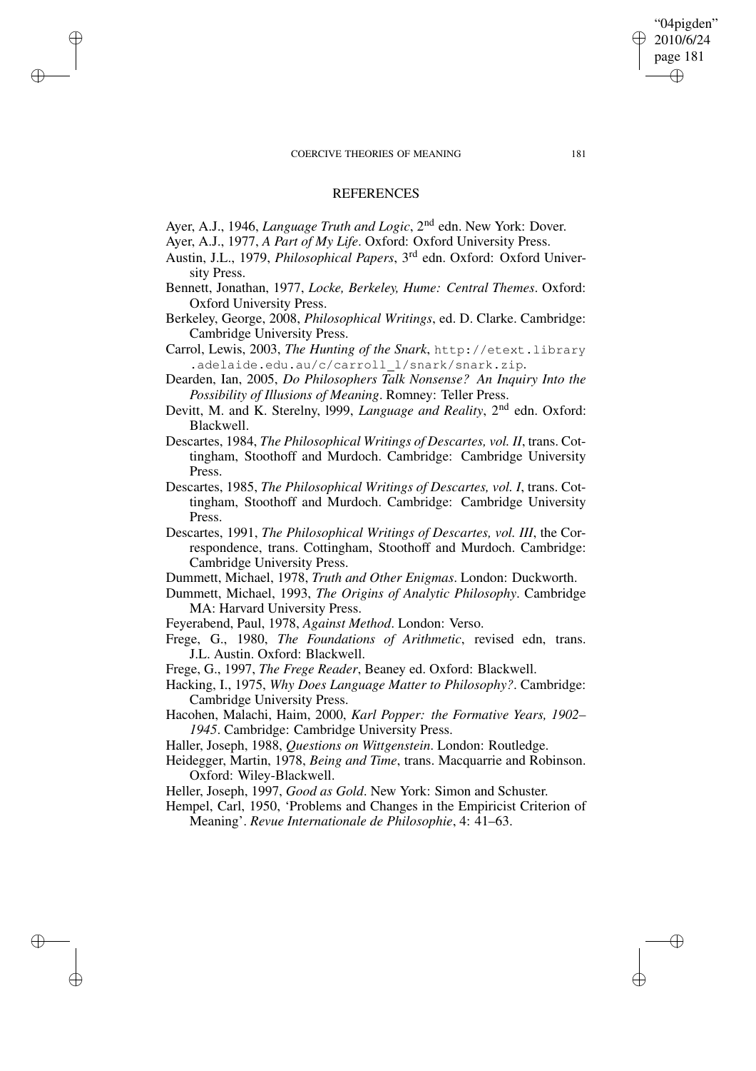## REFERENCES

Ayer, A.J., 1946, *Language Truth and Logic*, 2nd edn. New York: Dover.

Ayer, A.J., 1977, *A Part of My Life*. Oxford: Oxford University Press.

Austin, J.L., 1979, *Philosophical Papers*, 3rd edn. Oxford: Oxford University Press.

Bennett, Jonathan, 1977, *Locke, Berkeley, Hume: Central Themes*. Oxford: Oxford University Press.

Berkeley, George, 2008, *Philosophical Writings*, ed. D. Clarke. Cambridge: Cambridge University Press.

Carrol, Lewis, 2003, *The Hunting of the Snark*, http://etext.library.adelaide.edu.au/c/carroll_l/snark/snark.zip.

Dearden, Ian, 2005, *Do Philosophers Talk Nonsense? An Inquiry Into the Possibility of Illusions of Meaning*. Romney: Teller Press.

Devitt, M. and K. Sterelny, l999, *Language and Reality*, 2nd edn. Oxford: Blackwell.

Descartes, 1984, *The Philosophical Writings of Descartes, vol. II*, trans. Cottingham, Stoothoff and Murdoch. Cambridge: Cambridge University Press.

Descartes, 1985, *The Philosophical Writings of Descartes, vol. I*, trans. Cottingham, Stoothoff and Murdoch. Cambridge: Cambridge University Press.

Descartes, 1991, *The Philosophical Writings of Descartes, vol. III*, the Correspondence, trans. Cottingham, Stoothoff and Murdoch. Cambridge: Cambridge University Press.

Dummett, Michael, 1978, *Truth and Other Enigmas*. London: Duckworth.

Dummett, Michael, 1993, *The Origins of Analytic Philosophy*. Cambridge MA: Harvard University Press.

Feyerabend, Paul, 1978, *Against Method*. London: Verso.

Frege, G., 1980, *The Foundations of Arithmetic*, revised edn, trans. J.L. Austin. Oxford: Blackwell.

Frege, G., 1997, *The Frege Reader*, Beaney ed. Oxford: Blackwell.

Hacking, I., 1975, *Why Does Language Matter to Philosophy?*. Cambridge: Cambridge University Press.

Hacohen, Malachi, Haim, 2000, *Karl Popper: the Formative Years, 1902–1945*. Cambridge: Cambridge University Press.

Haller, Joseph, 1988, *Questions on Wittgenstein*. London: Routledge.

Heidegger, Martin, 1978, *Being and Time*, trans. Macquarrie and Robinson. Oxford: Wiley-Blackwell.

Heller, Joseph, 1997, *Good as Gold*. New York: Simon and Schuster.

Hempel, Carl, 1950, 'Problems and Changes in the Empiricist Criterion of Meaning'. *Revue Internationale de Philosophie*, 4: 41–63.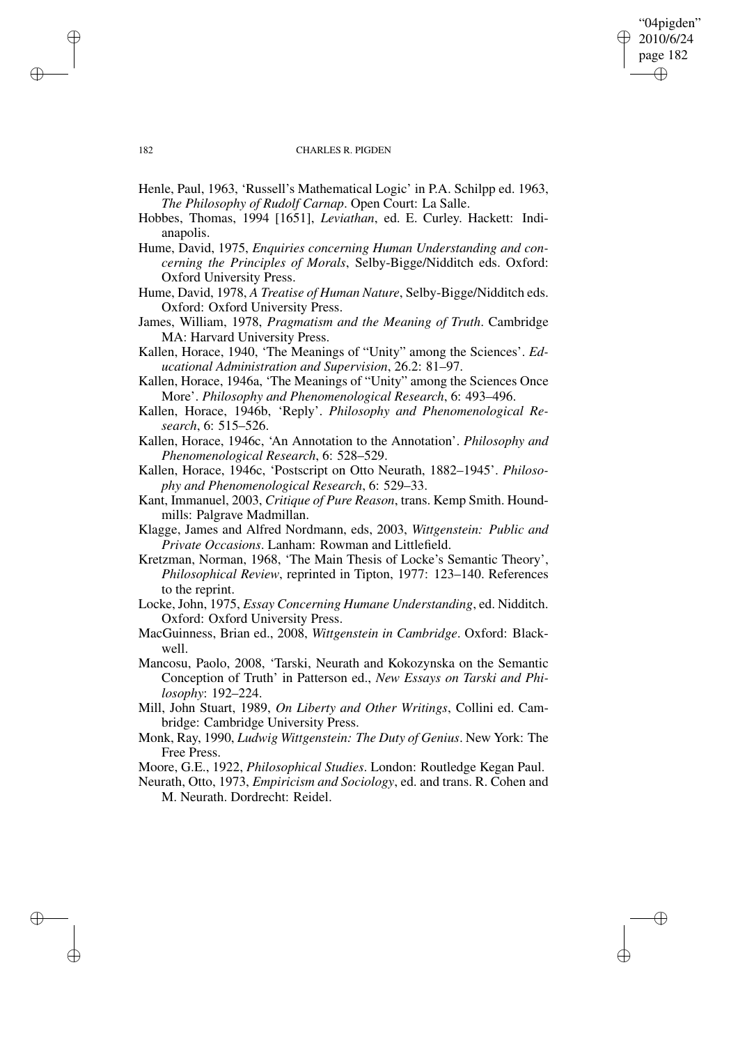Henle, Paul, 1963, 'Russell's Mathematical Logic' in P.A. Schilpp ed. 1963, *The Philosophy of Rudolf Carnap*. Open Court: La Salle.

Hobbes, Thomas, 1994 [1651], *Leviathan*, ed. E. Curley. Hackett: Indianapolis.

Hume, David, 1975, *Enquiries concerning Human Understanding and concerning the Principles of Morals*, Selby-Bigge/Nidditch eds. Oxford: Oxford University Press.

Hume, David, 1978, *A Treatise of Human Nature*, Selby-Bigge/Nidditch eds. Oxford: Oxford University Press.

James, William, 1978, *Pragmatism and the Meaning of Truth*. Cambridge MA: Harvard University Press.

Kallen, Horace, 1940, 'The Meanings of "Unity" among the Sciences'. *Educational Administration and Supervision*, 26.2: 81–97.

Kallen, Horace, 1946a, 'The Meanings of "Unity" among the Sciences Once More'. *Philosophy and Phenomenological Research*, 6: 493–496.

Kallen, Horace, 1946b, 'Reply'. *Philosophy and Phenomenological Research*, 6: 515–526.

Kallen, Horace, 1946c, 'An Annotation to the Annotation'. *Philosophy and Phenomenological Research*, 6: 528–529.

Kallen, Horace, 1946c, 'Postscript on Otto Neurath, 1882–1945'. *Philosophy and Phenomenological Research*, 6: 529–33.

Kant, Immanuel, 2003, *Critique of Pure Reason*, trans. Kemp Smith. Houndmills: Palgrave Madmillan.

Klagge, James and Alfred Nordmann, eds, 2003, *Wittgenstein: Public and Private Occasions*. Lanham: Rowman and Littlefield.

Kretzman, Norman, 1968, 'The Main Thesis of Locke's Semantic Theory', *Philosophical Review*, reprinted in Tipton, 1977: 123–140. References to the reprint.

Locke, John, 1975, *Essay Concerning Humane Understanding*, ed. Nidditch. Oxford: Oxford University Press.

MacGuinness, Brian ed., 2008, *Wittgenstein in Cambridge*. Oxford: Blackwell.

Mancosu, Paolo, 2008, 'Tarski, Neurath and Kokozynska on the Semantic Conception of Truth' in Patterson ed., *New Essays on Tarski and Philosophy*: 192–224.

Mill, John Stuart, 1989, *On Liberty and Other Writings*, Collini ed. Cambridge: Cambridge University Press.

Monk, Ray, 1990, *Ludwig Wittgenstein: The Duty of Genius*. New York: The Free Press.

Moore, G.E., 1922, *Philosophical Studies*. London: Routledge Kegan Paul.

Neurath, Otto, 1973, *Empiricism and Sociology*, ed. and trans. R. Cohen and M. Neurath. Dordrecht: Reidel.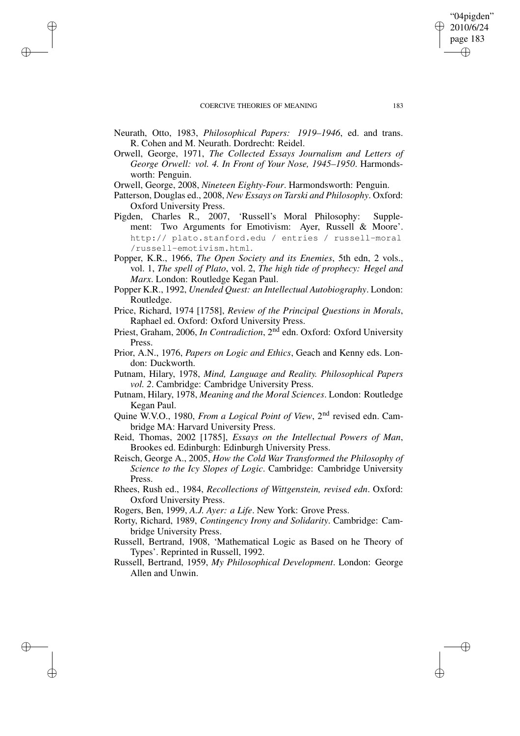Neurath, Otto, 1983, *Philosophical Papers: 1919–1946*, ed. and trans. R. Cohen and M. Neurath. Dordrecht: Reidel.

Orwell, George, 1971, *The Collected Essays Journalism and Letters of George Orwell: vol. 4. In Front of Your Nose, 1945–1950*. Harmondsworth: Penguin.

Orwell, George, 2008, *Nineteen Eighty-Four*. Harmondsworth: Penguin.

Patterson, Douglas ed., 2008, *New Essays on Tarski and Philosophy*. Oxford: Oxford University Press.

Pigden, Charles R., 2007, 'Russell's Moral Philosophy: Supplement: Two Arguments for Emotivism: Ayer, Russell & Moore'. http:// plato.stanford.edu / entries / russell-moral /russell-emotivism.html.

Popper, K.R., 1966, *The Open Society and its Enemies*, 5th edn, 2 vols., vol. 1, *The spell of Plato*, vol. 2, *The high tide of prophecy: Hegel and Marx*. London: Routledge Kegan Paul.

Popper K.R., 1992, *Unended Quest: an Intellectual Autobiography*. London: Routledge.

Price, Richard, 1974 [1758], *Review of the Principal Questions in Morals*, Raphael ed. Oxford: Oxford University Press.

Priest, Graham, 2006, *In Contradiction*, 2nd edn. Oxford: Oxford University Press.

Prior, A.N., 1976, *Papers on Logic and Ethics*, Geach and Kenny eds. London: Duckworth.

Putnam, Hilary, 1978, *Mind, Language and Reality. Philosophical Papers vol. 2*. Cambridge: Cambridge University Press.

Putnam, Hilary, 1978, *Meaning and the Moral Sciences*. London: Routledge Kegan Paul.

Quine W.V.O., 1980, *From a Logical Point of View*, 2nd revised edn. Cambridge MA: Harvard University Press.

Reid, Thomas, 2002 [1785], *Essays on the Intellectual Powers of Man*, Brookes ed. Edinburgh: Edinburgh University Press.

Reisch, George A., 2005, *How the Cold War Transformed the Philosophy of Science to the Icy Slopes of Logic*. Cambridge: Cambridge University Press.

Rhees, Rush ed., 1984, *Recollections of Wittgenstein, revised edn*. Oxford: Oxford University Press.

Rogers, Ben, 1999, *A.J. Ayer: a Life*. New York: Grove Press.

Rorty, Richard, 1989, *Contingency Irony and Solidarity*. Cambridge: Cambridge University Press.

Russell, Bertrand, 1908, 'Mathematical Logic as Based on he Theory of Types'. Reprinted in Russell, 1992.

Russell, Bertrand, 1959, *My Philosophical Development*. London: George Allen and Unwin.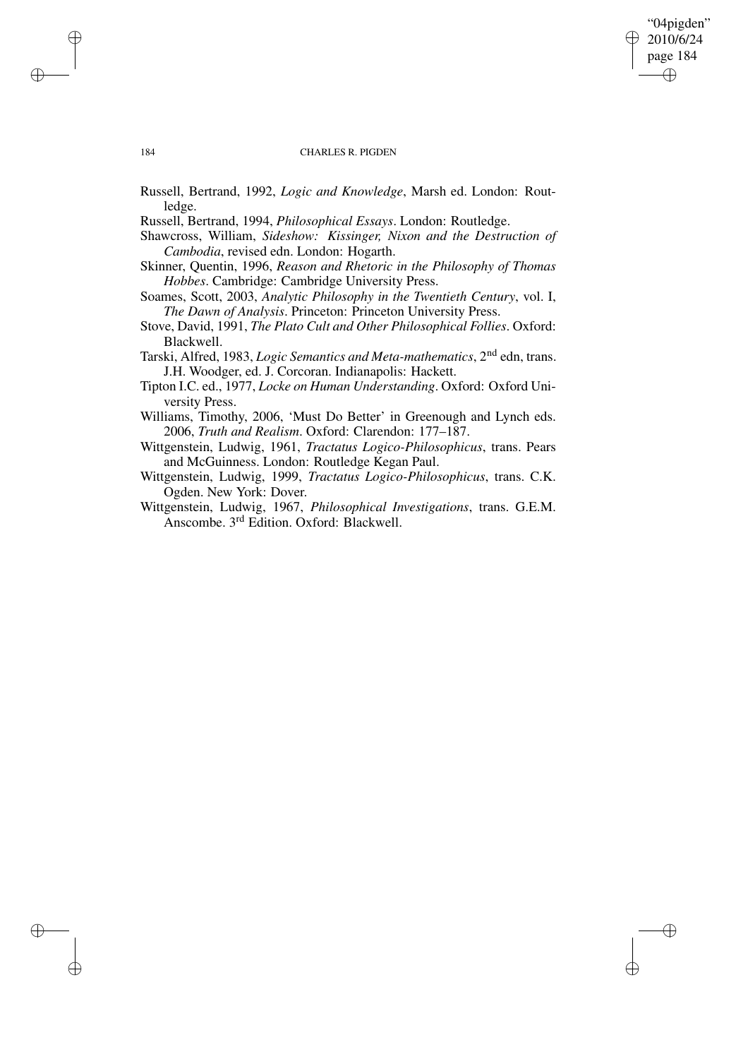Russell, Bertrand, 1992, *Logic and Knowledge*, Marsh ed. London: Routledge.

Russell, Bertrand, 1994, *Philosophical Essays*. London: Routledge.

Shawcross, William, *Sideshow: Kissinger, Nixon and the Destruction of Cambodia*, revised edn. London: Hogarth.

Skinner, Quentin, 1996, *Reason and Rhetoric in the Philosophy of Thomas Hobbes*. Cambridge: Cambridge University Press.

Soames, Scott, 2003, *Analytic Philosophy in the Twentieth Century*, vol. I, *The Dawn of Analysis*. Princeton: Princeton University Press.

Stove, David, 1991, *The Plato Cult and Other Philosophical Follies*. Oxford: Blackwell.

Tarski, Alfred, 1983, *Logic Semantics and Meta-mathematics*, 2nd edn, trans. J.H. Woodger, ed. J. Corcoran. Indianapolis: Hackett.

Tipton I.C. ed., 1977, *Locke on Human Understanding*. Oxford: Oxford University Press.

Williams, Timothy, 2006, 'Must Do Better' in Greenough and Lynch eds. 2006, *Truth and Realism*. Oxford: Clarendon: 177–187.

Wittgenstein, Ludwig, 1961, *Tractatus Logico-Philosophicus*, trans. Pears and McGuinness. London: Routledge Kegan Paul.

Wittgenstein, Ludwig, 1999, *Tractatus Logico-Philosophicus*, trans. C.K. Ogden. New York: Dover.

Wittgenstein, Ludwig, 1967, *Philosophical Investigations*, trans. G.E.M. Anscombe. 3rd Edition. Oxford: Blackwell.